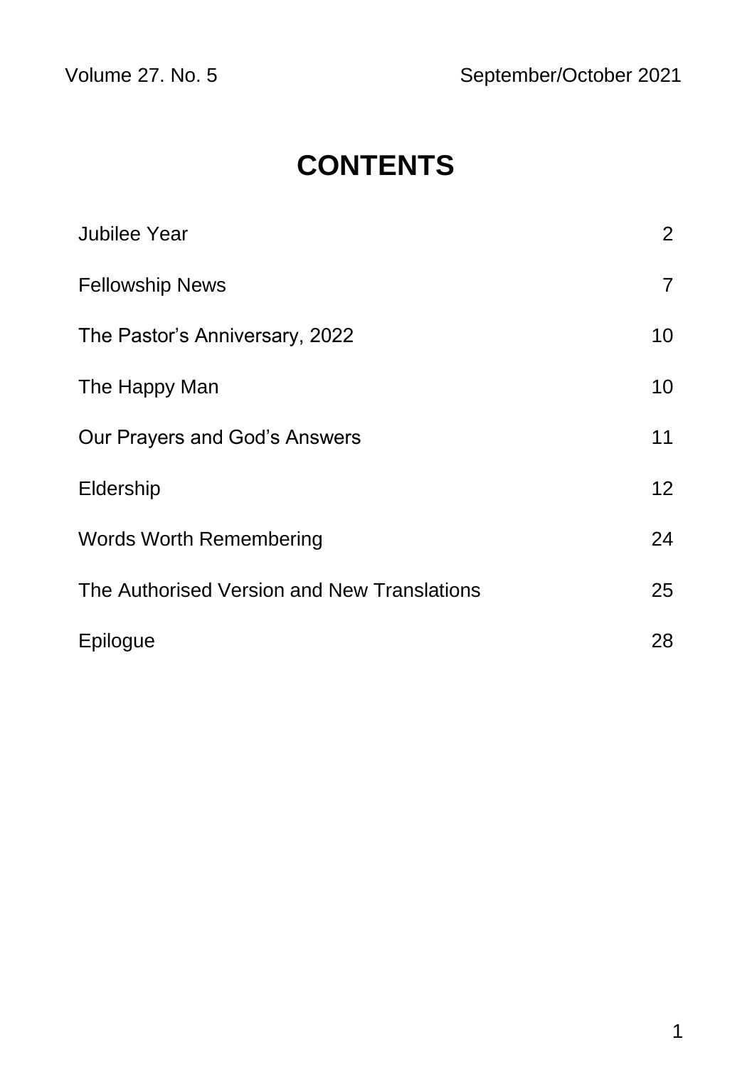Volume 27. No. 5 September/October 2021

# CONTENTS

| | |
|---|---|
| Jubilee Year | 2 |
| Fellowship News | 7 |
| The Pastor’s Anniversary, 2022 | 10 |
| The Happy Man | 10 |
| Our Prayers and God’s Answers | 11 |
| Eldership | 12 |
| Words Worth Remembering | 24 |
| The Authorised Version and New Translations | 25 |
| Epilogue | 28 |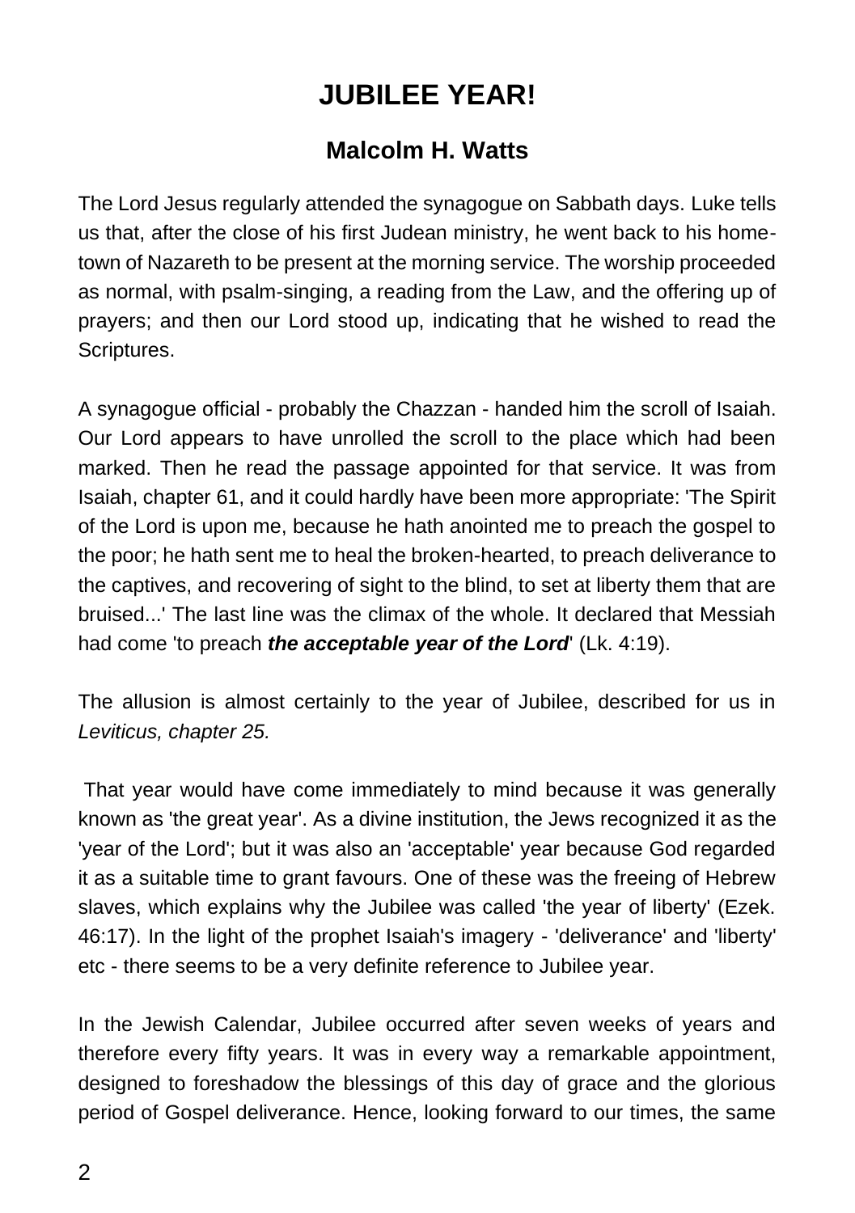# JUBILEE YEAR!

## Malcolm H. Watts

The Lord Jesus regularly attended the synagogue on Sabbath days. Luke tells us that, after the close of his first Judean ministry, he went back to his home-town of Nazareth to be present at the morning service. The worship proceeded as normal, with psalm-singing, a reading from the Law, and the offering up of prayers; and then our Lord stood up, indicating that he wished to read the Scriptures.

A synagogue official - probably the Chazzan - handed him the scroll of Isaiah. Our Lord appears to have unrolled the scroll to the place which had been marked. Then he read the passage appointed for that service. It was from Isaiah, chapter 61, and it could hardly have been more appropriate: 'The Spirit of the Lord is upon me, because he hath anointed me to preach the gospel to the poor; he hath sent me to heal the broken-hearted, to preach deliverance to the captives, and recovering of sight to the blind, to set at liberty them that are bruised...' The last line was the climax of the whole. It declared that Messiah had come 'to preach ***the acceptable year of the Lord***' (Lk. 4:19).

The allusion is almost certainly to the year of Jubilee, described for us in *Leviticus, chapter 25.*

That year would have come immediately to mind because it was generally known as 'the great year'. As a divine institution, the Jews recognized it as the 'year of the Lord'; but it was also an 'acceptable' year because God regarded it as a suitable time to grant favours. One of these was the freeing of Hebrew slaves, which explains why the Jubilee was called 'the year of liberty' (Ezek. 46:17). In the light of the prophet Isaiah's imagery - 'deliverance' and 'liberty' etc - there seems to be a very definite reference to Jubilee year.

In the Jewish Calendar, Jubilee occurred after seven weeks of years and therefore every fifty years. It was in every way a remarkable appointment, designed to foreshadow the blessings of this day of grace and the glorious period of Gospel deliverance. Hence, looking forward to our times, the same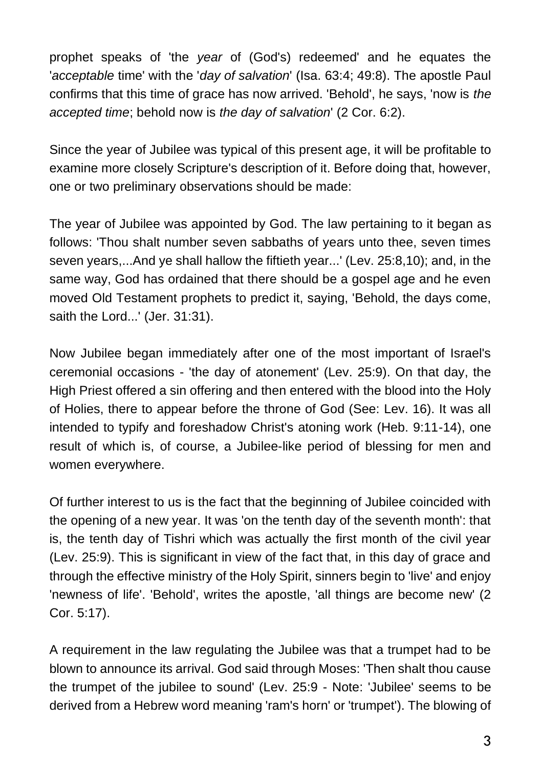prophet speaks of 'the *year* of (God's) redeemed' and he equates the '*acceptable* time' with the '*day of salvation*' (Isa. 63:4; 49:8). The apostle Paul confirms that this time of grace has now arrived. 'Behold', he says, 'now is *the accepted time*; behold now is *the day of salvation*' (2 Cor. 6:2).

Since the year of Jubilee was typical of this present age, it will be profitable to examine more closely Scripture's description of it. Before doing that, however, one or two preliminary observations should be made:

The year of Jubilee was appointed by God. The law pertaining to it began as follows: 'Thou shalt number seven sabbaths of years unto thee, seven times seven years,...And ye shall hallow the fiftieth year...' (Lev. 25:8,10); and, in the same way, God has ordained that there should be a gospel age and he even moved Old Testament prophets to predict it, saying, 'Behold, the days come, saith the Lord...' (Jer. 31:31).

Now Jubilee began immediately after one of the most important of Israel's ceremonial occasions - 'the day of atonement' (Lev. 25:9). On that day, the High Priest offered a sin offering and then entered with the blood into the Holy of Holies, there to appear before the throne of God (See: Lev. 16). It was all intended to typify and foreshadow Christ's atoning work (Heb. 9:11-14), one result of which is, of course, a Jubilee-like period of blessing for men and women everywhere.

Of further interest to us is the fact that the beginning of Jubilee coincided with the opening of a new year. It was 'on the tenth day of the seventh month': that is, the tenth day of Tishri which was actually the first month of the civil year (Lev. 25:9). This is significant in view of the fact that, in this day of grace and through the effective ministry of the Holy Spirit, sinners begin to 'live' and enjoy 'newness of life'. 'Behold', writes the apostle, 'all things are become new' (2 Cor. 5:17).

A requirement in the law regulating the Jubilee was that a trumpet had to be blown to announce its arrival. God said through Moses: 'Then shalt thou cause the trumpet of the jubilee to sound' (Lev. 25:9 - Note: 'Jubilee' seems to be derived from a Hebrew word meaning 'ram's horn' or 'trumpet'). The blowing of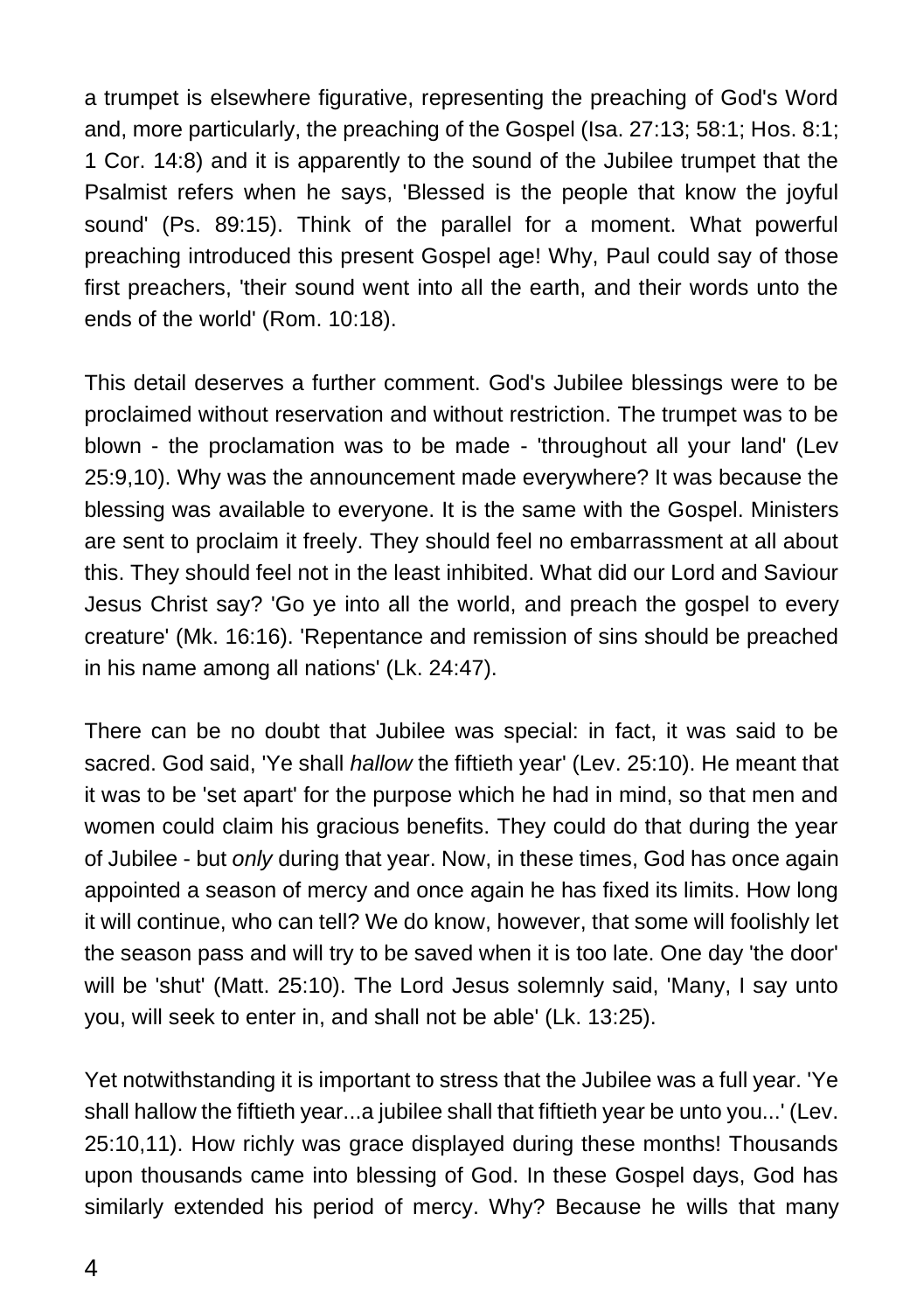a trumpet is elsewhere figurative, representing the preaching of God's Word and, more particularly, the preaching of the Gospel (Isa. 27:13; 58:1; Hos. 8:1; 1 Cor. 14:8) and it is apparently to the sound of the Jubilee trumpet that the Psalmist refers when he says, 'Blessed is the people that know the joyful sound' (Ps. 89:15). Think of the parallel for a moment. What powerful preaching introduced this present Gospel age! Why, Paul could say of those first preachers, 'their sound went into all the earth, and their words unto the ends of the world' (Rom. 10:18).

This detail deserves a further comment. God's Jubilee blessings were to be proclaimed without reservation and without restriction. The trumpet was to be blown - the proclamation was to be made - 'throughout all your land' (Lev 25:9,10). Why was the announcement made everywhere? It was because the blessing was available to everyone. It is the same with the Gospel. Ministers are sent to proclaim it freely. They should feel no embarrassment at all about this. They should feel not in the least inhibited. What did our Lord and Saviour Jesus Christ say? 'Go ye into all the world, and preach the gospel to every creature' (Mk. 16:16). 'Repentance and remission of sins should be preached in his name among all nations' (Lk. 24:47).

There can be no doubt that Jubilee was special: in fact, it was said to be sacred. God said, 'Ye shall *hallow* the fiftieth year' (Lev. 25:10). He meant that it was to be 'set apart' for the purpose which he had in mind, so that men and women could claim his gracious benefits. They could do that during the year of Jubilee - but *only* during that year. Now, in these times, God has once again appointed a season of mercy and once again he has fixed its limits. How long it will continue, who can tell? We do know, however, that some will foolishly let the season pass and will try to be saved when it is too late. One day 'the door' will be 'shut' (Matt. 25:10). The Lord Jesus solemnly said, 'Many, I say unto you, will seek to enter in, and shall not be able' (Lk. 13:25).

Yet notwithstanding it is important to stress that the Jubilee was a full year. 'Ye shall hallow the fiftieth year...a jubilee shall that fiftieth year be unto you...' (Lev. 25:10,11). How richly was grace displayed during these months! Thousands upon thousands came into blessing of God. In these Gospel days, God has similarly extended his period of mercy. Why? Because he wills that many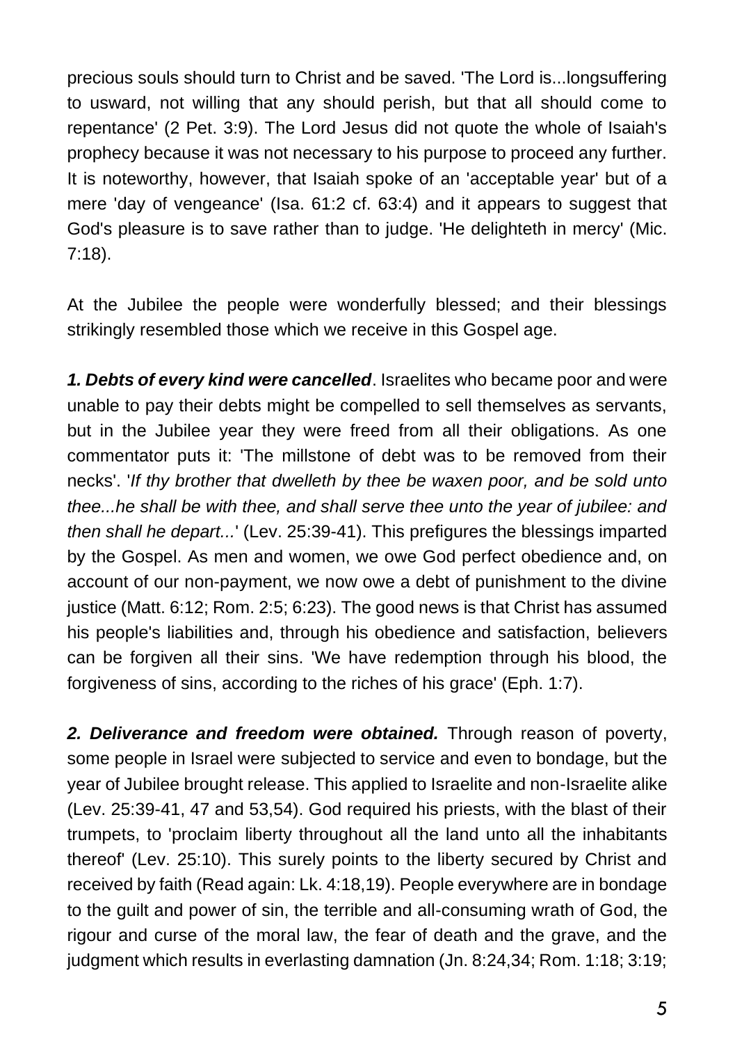precious souls should turn to Christ and be saved. 'The Lord is...longsuffering to usward, not willing that any should perish, but that all should come to repentance' (2 Pet. 3:9). The Lord Jesus did not quote the whole of Isaiah's prophecy because it was not necessary to his purpose to proceed any further. It is noteworthy, however, that Isaiah spoke of an 'acceptable year' but of a mere 'day of vengeance' (Isa. 61:2 cf. 63:4) and it appears to suggest that God's pleasure is to save rather than to judge. 'He delighteth in mercy' (Mic. 7:18).

At the Jubilee the people were wonderfully blessed; and their blessings strikingly resembled those which we receive in this Gospel age.

***1. Debts of every kind were cancelled***. Israelites who became poor and were unable to pay their debts might be compelled to sell themselves as servants, but in the Jubilee year they were freed from all their obligations. As one commentator puts it: 'The millstone of debt was to be removed from their necks'. '*If thy brother that dwelleth by thee be waxen poor, and be sold unto thee...he shall be with thee, and shall serve thee unto the year of jubilee: and then shall he depart...*' (Lev. 25:39-41). This prefigures the blessings imparted by the Gospel. As men and women, we owe God perfect obedience and, on account of our non-payment, we now owe a debt of punishment to the divine justice (Matt. 6:12; Rom. 2:5; 6:23). The good news is that Christ has assumed his people's liabilities and, through his obedience and satisfaction, believers can be forgiven all their sins. 'We have redemption through his blood, the forgiveness of sins, according to the riches of his grace' (Eph. 1:7).

***2. Deliverance and freedom were obtained.*** Through reason of poverty, some people in Israel were subjected to service and even to bondage, but the year of Jubilee brought release. This applied to Israelite and non-Israelite alike (Lev. 25:39-41, 47 and 53,54). God required his priests, with the blast of their trumpets, to 'proclaim liberty throughout all the land unto all the inhabitants thereof' (Lev. 25:10). This surely points to the liberty secured by Christ and received by faith (Read again: Lk. 4:18,19). People everywhere are in bondage to the guilt and power of sin, the terrible and all-consuming wrath of God, the rigour and curse of the moral law, the fear of death and the grave, and the judgment which results in everlasting damnation (Jn. 8:24,34; Rom. 1:18; 3:19;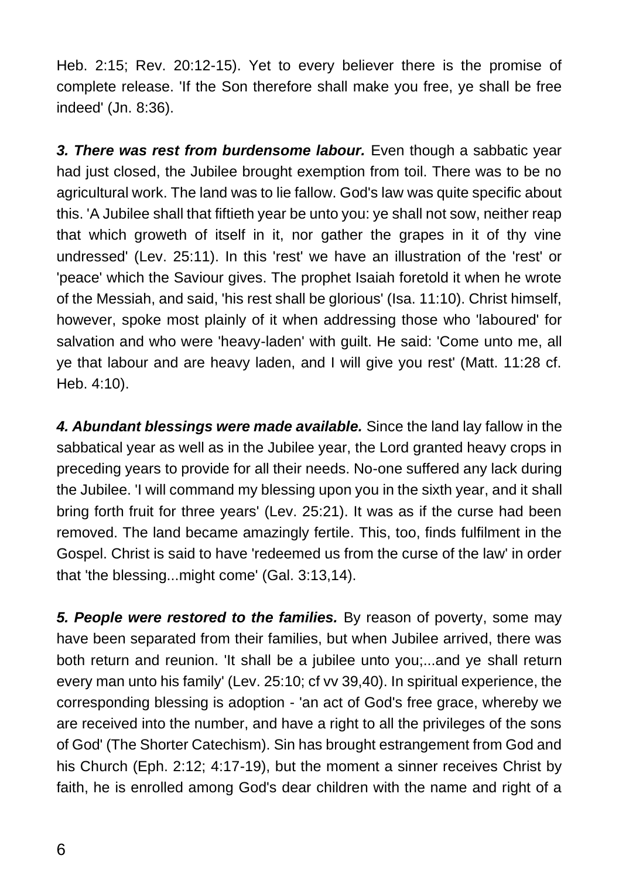Heb. 2:15; Rev. 20:12-15). Yet to every believer there is the promise of complete release. 'If the Son therefore shall make you free, ye shall be free indeed' (Jn. 8:36).

***3. There was rest from burdensome labour.*** Even though a sabbatic year had just closed, the Jubilee brought exemption from toil. There was to be no agricultural work. The land was to lie fallow. God's law was quite specific about this. 'A Jubilee shall that fiftieth year be unto you: ye shall not sow, neither reap that which groweth of itself in it, nor gather the grapes in it of thy vine undressed' (Lev. 25:11). In this 'rest' we have an illustration of the 'rest' or 'peace' which the Saviour gives. The prophet Isaiah foretold it when he wrote of the Messiah, and said, 'his rest shall be glorious' (Isa. 11:10). Christ himself, however, spoke most plainly of it when addressing those who 'laboured' for salvation and who were 'heavy-laden' with guilt. He said: 'Come unto me, all ye that labour and are heavy laden, and I will give you rest' (Matt. 11:28 cf. Heb. 4:10).

***4. Abundant blessings were made available.*** Since the land lay fallow in the sabbatical year as well as in the Jubilee year, the Lord granted heavy crops in preceding years to provide for all their needs. No-one suffered any lack during the Jubilee. 'I will command my blessing upon you in the sixth year, and it shall bring forth fruit for three years' (Lev. 25:21). It was as if the curse had been removed. The land became amazingly fertile. This, too, finds fulfilment in the Gospel. Christ is said to have 'redeemed us from the curse of the law' in order that 'the blessing...might come' (Gal. 3:13,14).

***5. People were restored to the families.*** By reason of poverty, some may have been separated from their families, but when Jubilee arrived, there was both return and reunion. 'It shall be a jubilee unto you;...and ye shall return every man unto his family' (Lev. 25:10; cf vv 39,40). In spiritual experience, the corresponding blessing is adoption - 'an act of God's free grace, whereby we are received into the number, and have a right to all the privileges of the sons of God' (The Shorter Catechism). Sin has brought estrangement from God and his Church (Eph. 2:12; 4:17-19), but the moment a sinner receives Christ by faith, he is enrolled among God's dear children with the name and right of a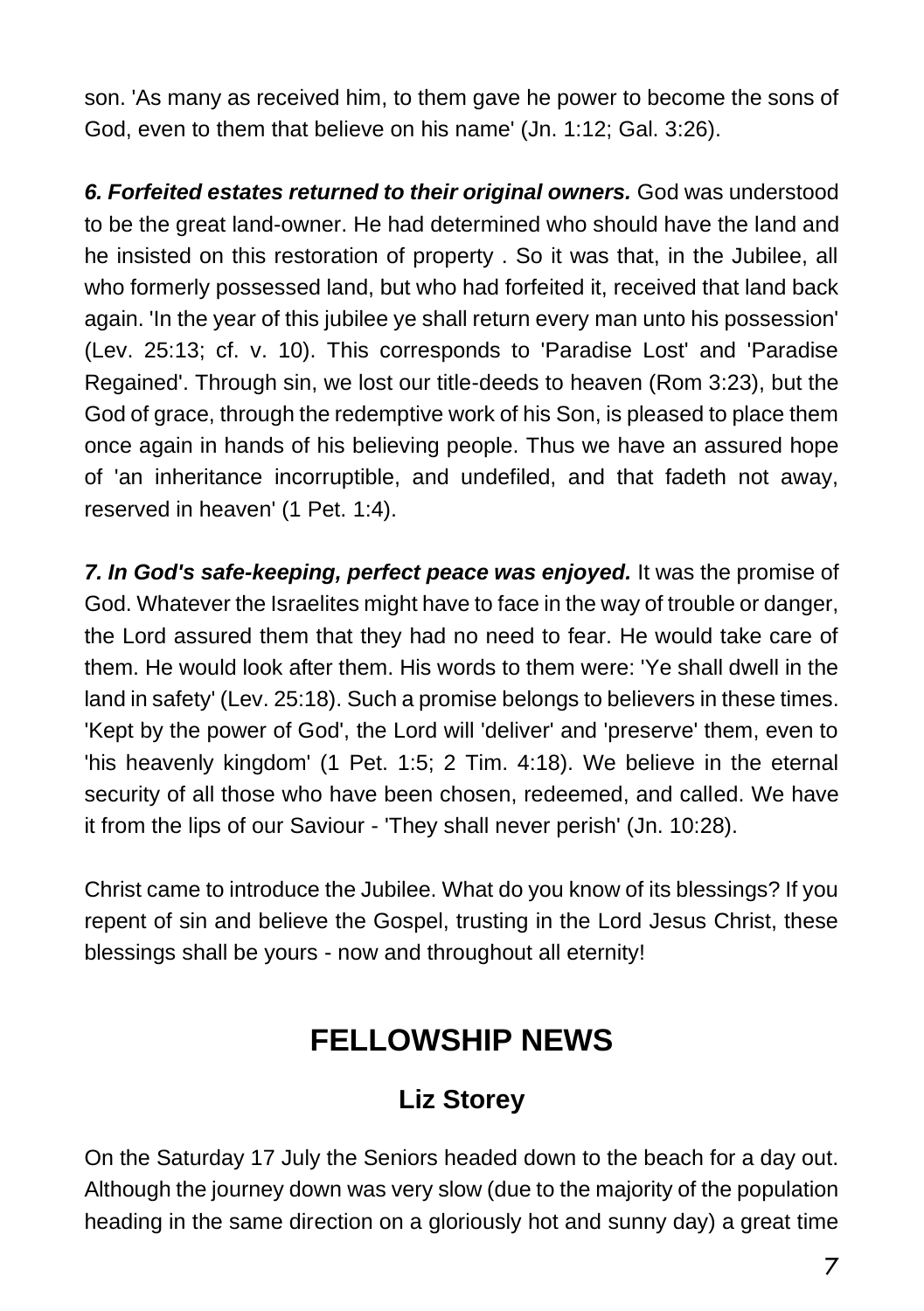son. 'As many as received him, to them gave he power to become the sons of God, even to them that believe on his name' (Jn. 1:12; Gal. 3:26).

***6. Forfeited estates returned to their original owners.*** God was understood to be the great land-owner. He had determined who should have the land and he insisted on this restoration of property . So it was that, in the Jubilee, all who formerly possessed land, but who had forfeited it, received that land back again. 'In the year of this jubilee ye shall return every man unto his possession' (Lev. 25:13; cf. v. 10). This corresponds to 'Paradise Lost' and 'Paradise Regained'. Through sin, we lost our title-deeds to heaven (Rom 3:23), but the God of grace, through the redemptive work of his Son, is pleased to place them once again in hands of his believing people. Thus we have an assured hope of 'an inheritance incorruptible, and undefiled, and that fadeth not away, reserved in heaven' (1 Pet. 1:4).

***7. In God's safe-keeping, perfect peace was enjoyed.*** It was the promise of God. Whatever the Israelites might have to face in the way of trouble or danger, the Lord assured them that they had no need to fear. He would take care of them. He would look after them. His words to them were: 'Ye shall dwell in the land in safety' (Lev. 25:18). Such a promise belongs to believers in these times. 'Kept by the power of God', the Lord will 'deliver' and 'preserve' them, even to 'his heavenly kingdom' (1 Pet. 1:5; 2 Tim. 4:18). We believe in the eternal security of all those who have been chosen, redeemed, and called. We have it from the lips of our Saviour - 'They shall never perish' (Jn. 10:28).

Christ came to introduce the Jubilee. What do you know of its blessings? If you repent of sin and believe the Gospel, trusting in the Lord Jesus Christ, these blessings shall be yours - now and throughout all eternity!

# FELLOWSHIP NEWS

## Liz Storey

On the Saturday 17 July the Seniors headed down to the beach for a day out. Although the journey down was very slow (due to the majority of the population heading in the same direction on a gloriously hot and sunny day) a great time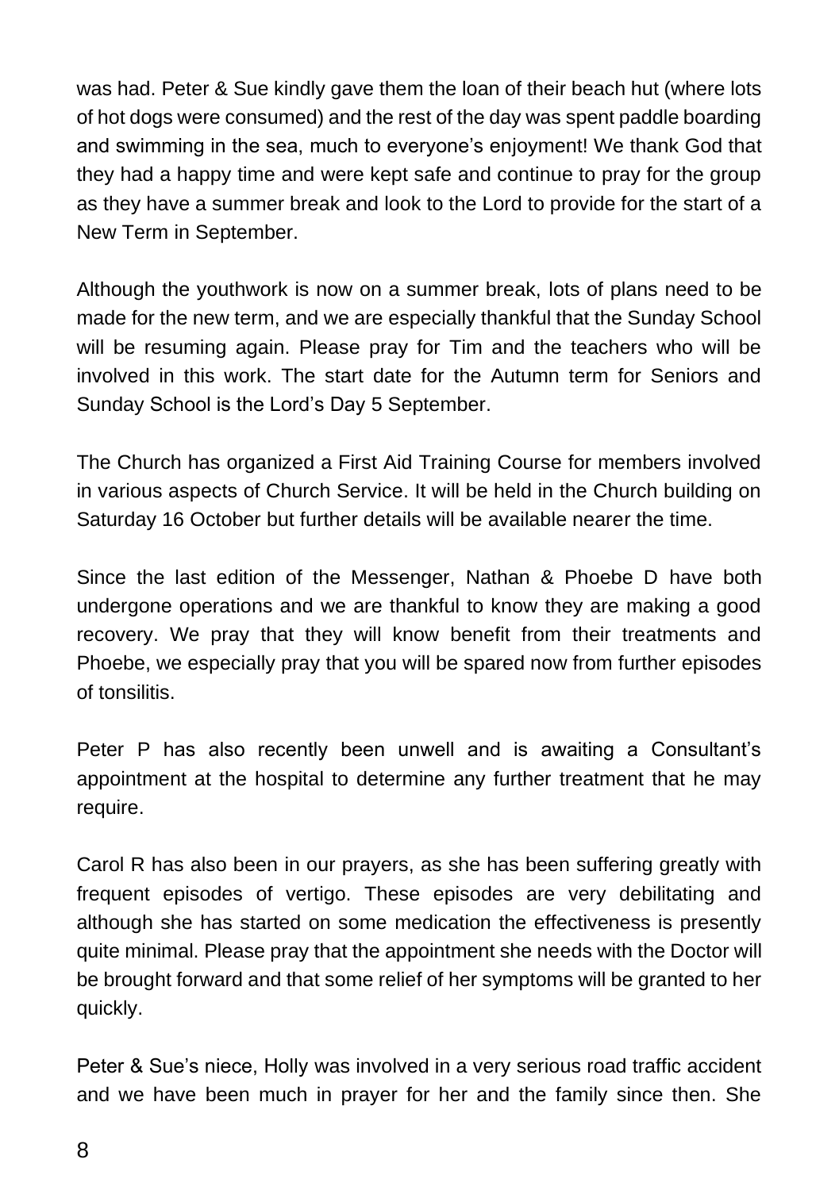was had. Peter & Sue kindly gave them the loan of their beach hut (where lots of hot dogs were consumed) and the rest of the day was spent paddle boarding and swimming in the sea, much to everyone's enjoyment! We thank God that they had a happy time and were kept safe and continue to pray for the group as they have a summer break and look to the Lord to provide for the start of a New Term in September.

Although the youthwork is now on a summer break, lots of plans need to be made for the new term, and we are especially thankful that the Sunday School will be resuming again. Please pray for Tim and the teachers who will be involved in this work. The start date for the Autumn term for Seniors and Sunday School is the Lord's Day 5 September.

The Church has organized a First Aid Training Course for members involved in various aspects of Church Service. It will be held in the Church building on Saturday 16 October but further details will be available nearer the time.

Since the last edition of the Messenger, Nathan & Phoebe D have both undergone operations and we are thankful to know they are making a good recovery. We pray that they will know benefit from their treatments and Phoebe, we especially pray that you will be spared now from further episodes of tonsilitis.

Peter P has also recently been unwell and is awaiting a Consultant's appointment at the hospital to determine any further treatment that he may require.

Carol R has also been in our prayers, as she has been suffering greatly with frequent episodes of vertigo. These episodes are very debilitating and although she has started on some medication the effectiveness is presently quite minimal. Please pray that the appointment she needs with the Doctor will be brought forward and that some relief of her symptoms will be granted to her quickly.

Peter & Sue's niece, Holly was involved in a very serious road traffic accident and we have been much in prayer for her and the family since then. She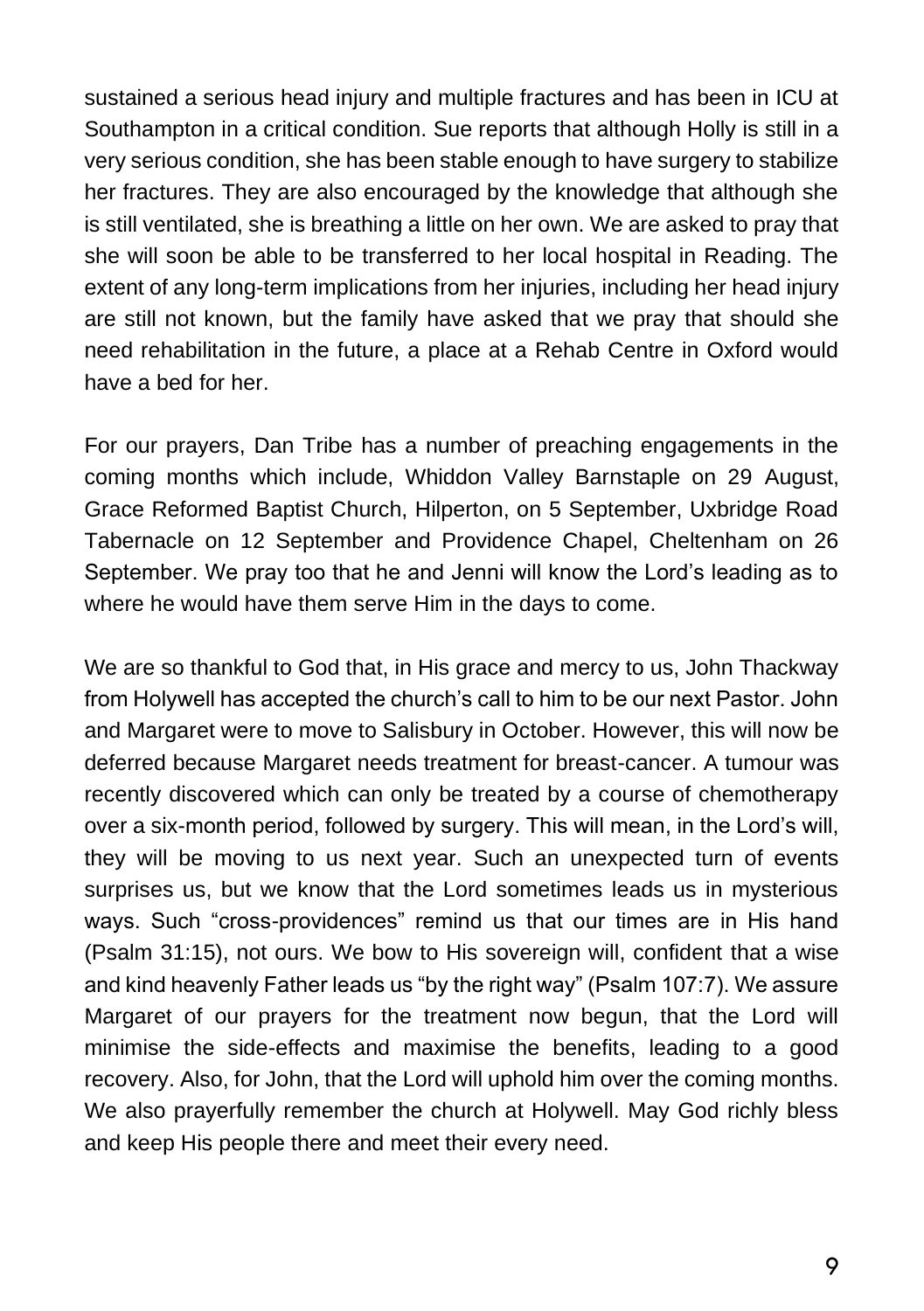sustained a serious head injury and multiple fractures and has been in ICU at Southampton in a critical condition. Sue reports that although Holly is still in a very serious condition, she has been stable enough to have surgery to stabilize her fractures. They are also encouraged by the knowledge that although she is still ventilated, she is breathing a little on her own. We are asked to pray that she will soon be able to be transferred to her local hospital in Reading. The extent of any long-term implications from her injuries, including her head injury are still not known, but the family have asked that we pray that should she need rehabilitation in the future, a place at a Rehab Centre in Oxford would have a bed for her.

For our prayers, Dan Tribe has a number of preaching engagements in the coming months which include, Whiddon Valley Barnstaple on 29 August, Grace Reformed Baptist Church, Hilperton, on 5 September, Uxbridge Road Tabernacle on 12 September and Providence Chapel, Cheltenham on 26 September. We pray too that he and Jenni will know the Lord's leading as to where he would have them serve Him in the days to come.

We are so thankful to God that, in His grace and mercy to us, John Thackway from Holywell has accepted the church's call to him to be our next Pastor. John and Margaret were to move to Salisbury in October. However, this will now be deferred because Margaret needs treatment for breast-cancer. A tumour was recently discovered which can only be treated by a course of chemotherapy over a six-month period, followed by surgery. This will mean, in the Lord's will, they will be moving to us next year. Such an unexpected turn of events surprises us, but we know that the Lord sometimes leads us in mysterious ways. Such "cross-providences" remind us that our times are in His hand (Psalm 31:15), not ours. We bow to His sovereign will, confident that a wise and kind heavenly Father leads us "by the right way" (Psalm 107:7). We assure Margaret of our prayers for the treatment now begun, that the Lord will minimise the side-effects and maximise the benefits, leading to a good recovery. Also, for John, that the Lord will uphold him over the coming months. We also prayerfully remember the church at Holywell. May God richly bless and keep His people there and meet their every need.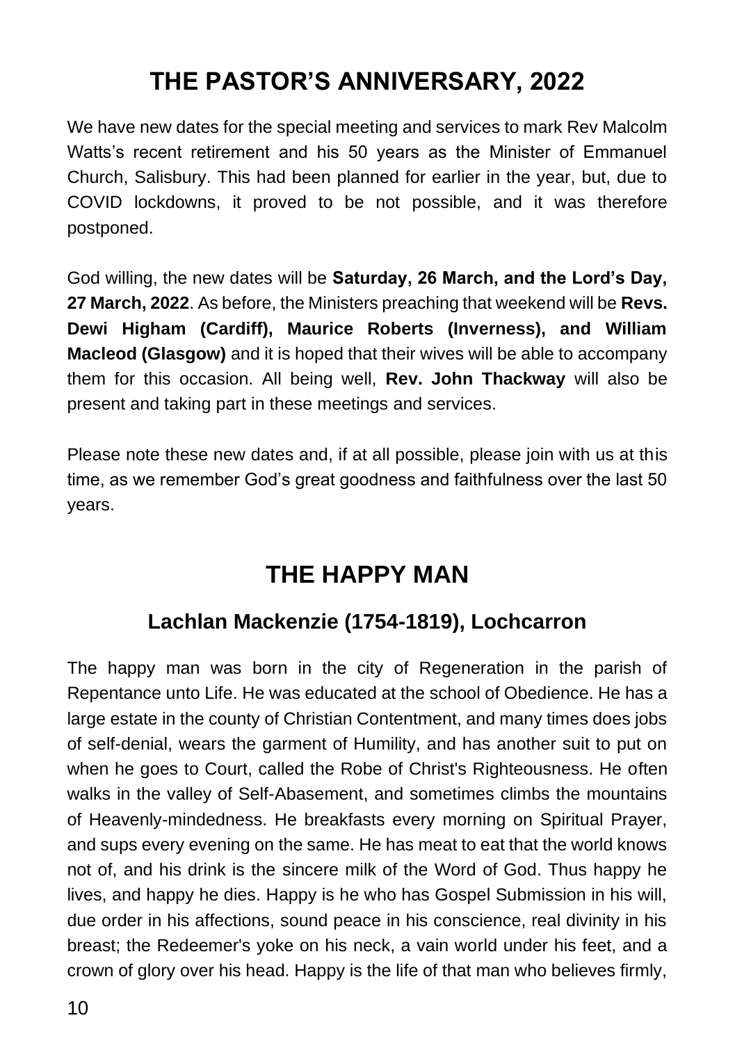# THE PASTOR'S ANNIVERSARY, 2022

We have new dates for the special meeting and services to mark Rev Malcolm Watts's recent retirement and his 50 years as the Minister of Emmanuel Church, Salisbury. This had been planned for earlier in the year, but, due to COVID lockdowns, it proved to be not possible, and it was therefore postponed.

God willing, the new dates will be **Saturday, 26 March, and the Lord's Day, 27 March, 2022**. As before, the Ministers preaching that weekend will be **Revs. Dewi Higham (Cardiff), Maurice Roberts (Inverness), and William Macleod (Glasgow)** and it is hoped that their wives will be able to accompany them for this occasion. All being well, **Rev. John Thackway** will also be present and taking part in these meetings and services.

Please note these new dates and, if at all possible, please join with us at this time, as we remember God's great goodness and faithfulness over the last 50 years.

# THE HAPPY MAN

### Lachlan Mackenzie (1754-1819), Lochcarron

The happy man was born in the city of Regeneration in the parish of Repentance unto Life. He was educated at the school of Obedience. He has a large estate in the county of Christian Contentment, and many times does jobs of self-denial, wears the garment of Humility, and has another suit to put on when he goes to Court, called the Robe of Christ's Righteousness. He often walks in the valley of Self-Abasement, and sometimes climbs the mountains of Heavenly-mindedness. He breakfasts every morning on Spiritual Prayer, and sups every evening on the same. He has meat to eat that the world knows not of, and his drink is the sincere milk of the Word of God. Thus happy he lives, and happy he dies. Happy is he who has Gospel Submission in his will, due order in his affections, sound peace in his conscience, real divinity in his breast; the Redeemer's yoke on his neck, a vain world under his feet, and a crown of glory over his head. Happy is the life of that man who believes firmly,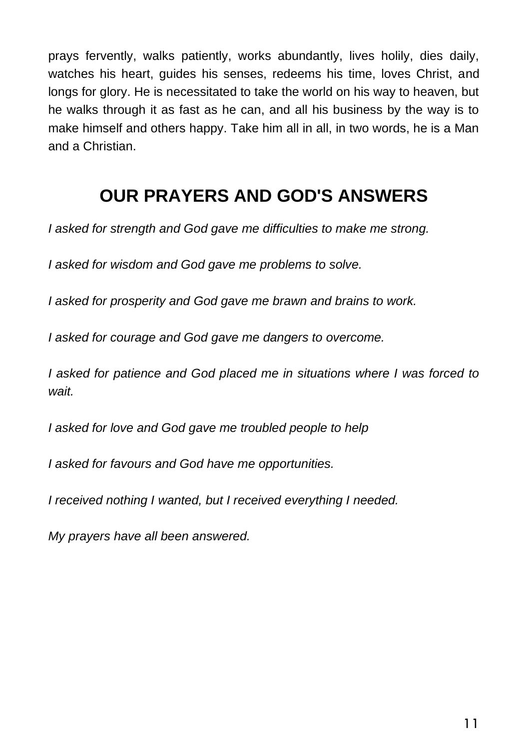prays fervently, walks patiently, works abundantly, lives holily, dies daily, watches his heart, guides his senses, redeems his time, loves Christ, and longs for glory. He is necessitated to take the world on his way to heaven, but he walks through it as fast as he can, and all his business by the way is to make himself and others happy. Take him all in all, in two words, he is a Man and a Christian.

## OUR PRAYERS AND GOD'S ANSWERS

*I asked for strength and God gave me difficulties to make me strong.*

*I asked for wisdom and God gave me problems to solve.*

*I asked for prosperity and God gave me brawn and brains to work.*

*I asked for courage and God gave me dangers to overcome.*

*I asked for patience and God placed me in situations where I was forced to wait.*

*I asked for love and God gave me troubled people to help*

*I asked for favours and God have me opportunities.*

*I received nothing I wanted, but I received everything I needed.*

*My prayers have all been answered.*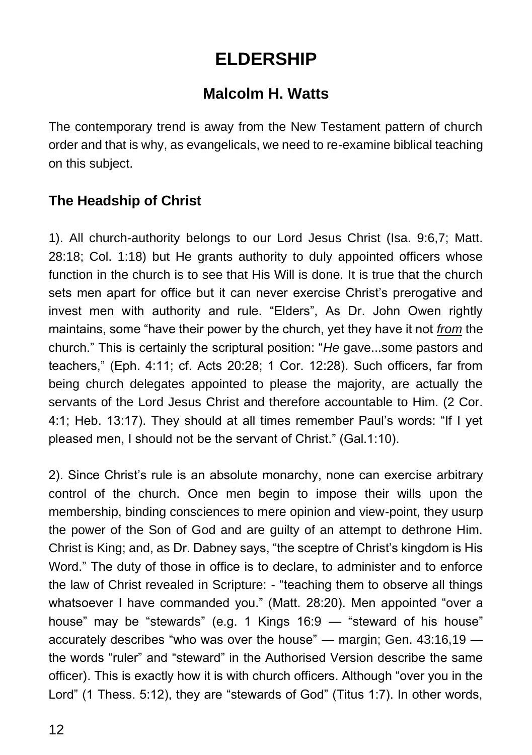# ELDERSHIP

## Malcolm H. Watts

The contemporary trend is away from the New Testament pattern of church order and that is why, as evangelicals, we need to re-examine biblical teaching on this subject.

### The Headship of Christ

1). All church-authority belongs to our Lord Jesus Christ (Isa. 9:6,7; Matt. 28:18; Col. 1:18) but He grants authority to duly appointed officers whose function in the church is to see that His Will is done. It is true that the church sets men apart for office but it can never exercise Christ's prerogative and invest men with authority and rule. "Elders", As Dr. John Owen rightly maintains, some "have their power by the church, yet they have it not *from* the church." This is certainly the scriptural position: "*He* gave...some pastors and teachers," (Eph. 4:11; cf. Acts 20:28; 1 Cor. 12:28). Such officers, far from being church delegates appointed to please the majority, are actually the servants of the Lord Jesus Christ and therefore accountable to Him. (2 Cor. 4:1; Heb. 13:17). They should at all times remember Paul's words: "If I yet pleased men, I should not be the servant of Christ." (Gal.1:10).

2). Since Christ's rule is an absolute monarchy, none can exercise arbitrary control of the church. Once men begin to impose their wills upon the membership, binding consciences to mere opinion and view-point, they usurp the power of the Son of God and are guilty of an attempt to dethrone Him. Christ is King; and, as Dr. Dabney says, "the sceptre of Christ's kingdom is His Word." The duty of those in office is to declare, to administer and to enforce the law of Christ revealed in Scripture: - "teaching them to observe all things whatsoever I have commanded you." (Matt. 28:20). Men appointed "over a house" may be "stewards" (e.g. 1 Kings 16:9 — "steward of his house" accurately describes "who was over the house" — margin; Gen. 43:16,19 — the words "ruler" and "steward" in the Authorised Version describe the same officer). This is exactly how it is with church officers. Although "over you in the Lord" (1 Thess. 5:12), they are "stewards of God" (Titus 1:7). In other words,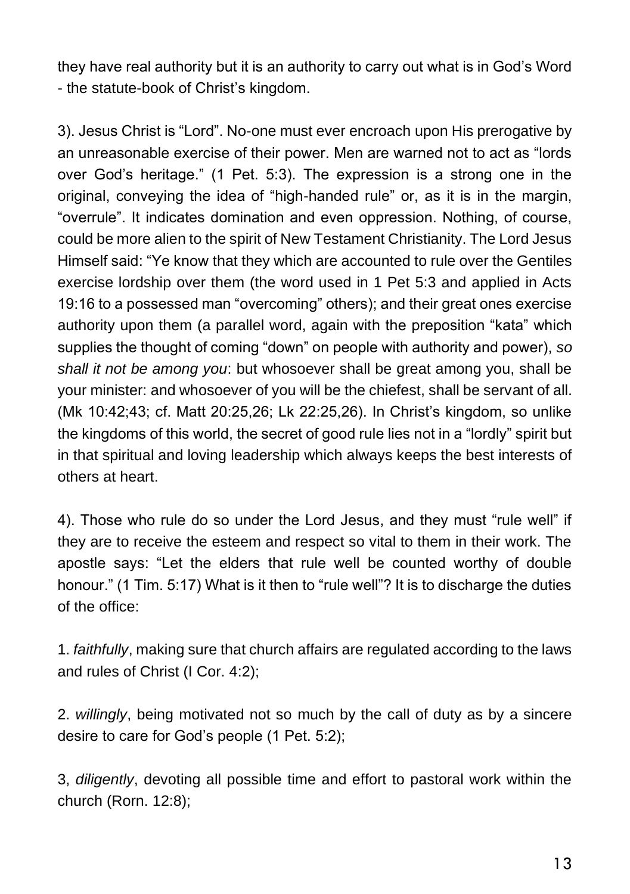they have real authority but it is an authority to carry out what is in God's Word - the statute-book of Christ's kingdom.

3). Jesus Christ is "Lord". No-one must ever encroach upon His prerogative by an unreasonable exercise of their power. Men are warned not to act as "lords over God's heritage." (1 Pet. 5:3). The expression is a strong one in the original, conveying the idea of "high-handed rule" or, as it is in the margin, "overrule". It indicates domination and even oppression. Nothing, of course, could be more alien to the spirit of New Testament Christianity. The Lord Jesus Himself said: "Ye know that they which are accounted to rule over the Gentiles exercise lordship over them (the word used in 1 Pet 5:3 and applied in Acts 19:16 to a possessed man "overcoming" others); and their great ones exercise authority upon them (a parallel word, again with the preposition "kata" which supplies the thought of coming "down" on people with authority and power), *so shall it not be among you*: but whosoever shall be great among you, shall be your minister: and whosoever of you will be the chiefest, shall be servant of all. (Mk 10:42;43; cf. Matt 20:25,26; Lk 22:25,26). In Christ's kingdom, so unlike the kingdoms of this world, the secret of good rule lies not in a "lordly" spirit but in that spiritual and loving leadership which always keeps the best interests of others at heart.

4). Those who rule do so under the Lord Jesus, and they must "rule well" if they are to receive the esteem and respect so vital to them in their work. The apostle says: "Let the elders that rule well be counted worthy of double honour." (1 Tim. 5:17) What is it then to "rule well"? It is to discharge the duties of the office:

1. *faithfully*, making sure that church affairs are regulated according to the laws and rules of Christ (I Cor. 4:2);

2. *willingly*, being motivated not so much by the call of duty as by a sincere desire to care for God's people (1 Pet. 5:2);

3, *diligently*, devoting all possible time and effort to pastoral work within the church (Rorn. 12:8);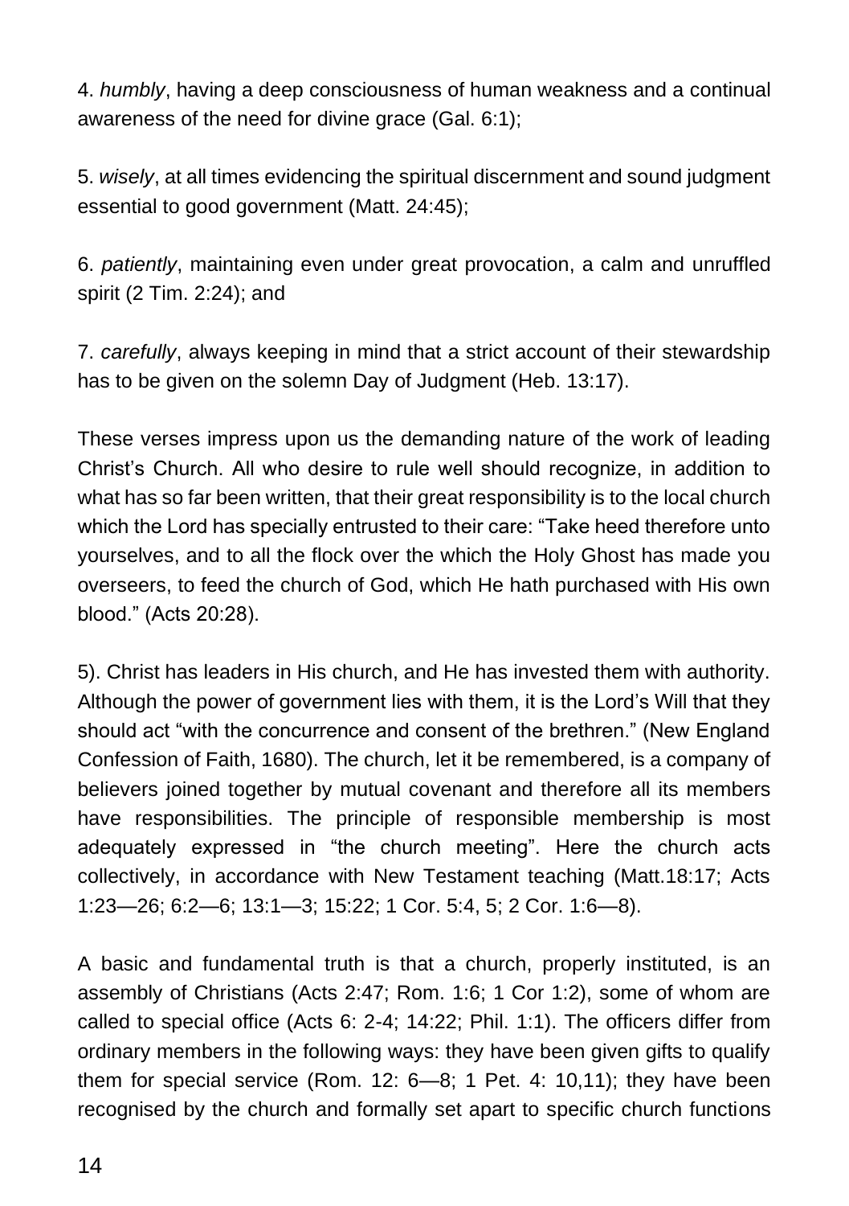4. *humbly*, having a deep consciousness of human weakness and a continual awareness of the need for divine grace (Gal. 6:1);

5. *wisely*, at all times evidencing the spiritual discernment and sound judgment essential to good government (Matt. 24:45);

6. *patiently*, maintaining even under great provocation, a calm and unruffled spirit (2 Tim. 2:24); and

7. *carefully*, always keeping in mind that a strict account of their stewardship has to be given on the solemn Day of Judgment (Heb. 13:17).

These verses impress upon us the demanding nature of the work of leading Christ's Church. All who desire to rule well should recognize, in addition to what has so far been written, that their great responsibility is to the local church which the Lord has specially entrusted to their care: "Take heed therefore unto yourselves, and to all the flock over the which the Holy Ghost has made you overseers, to feed the church of God, which He hath purchased with His own blood." (Acts 20:28).

5). Christ has leaders in His church, and He has invested them with authority. Although the power of government lies with them, it is the Lord's Will that they should act "with the concurrence and consent of the brethren." (New England Confession of Faith, 1680). The church, let it be remembered, is a company of believers joined together by mutual covenant and therefore all its members have responsibilities. The principle of responsible membership is most adequately expressed in "the church meeting". Here the church acts collectively, in accordance with New Testament teaching (Matt.18:17; Acts 1:23—26; 6:2—6; 13:1—3; 15:22; 1 Cor. 5:4, 5; 2 Cor. 1:6—8).

A basic and fundamental truth is that a church, properly instituted, is an assembly of Christians (Acts 2:47; Rom. 1:6; 1 Cor 1:2), some of whom are called to special office (Acts 6: 2-4; 14:22; Phil. 1:1). The officers differ from ordinary members in the following ways: they have been given gifts to qualify them for special service (Rom. 12: 6—8; 1 Pet. 4: 10,11); they have been recognised by the church and formally set apart to specific church functions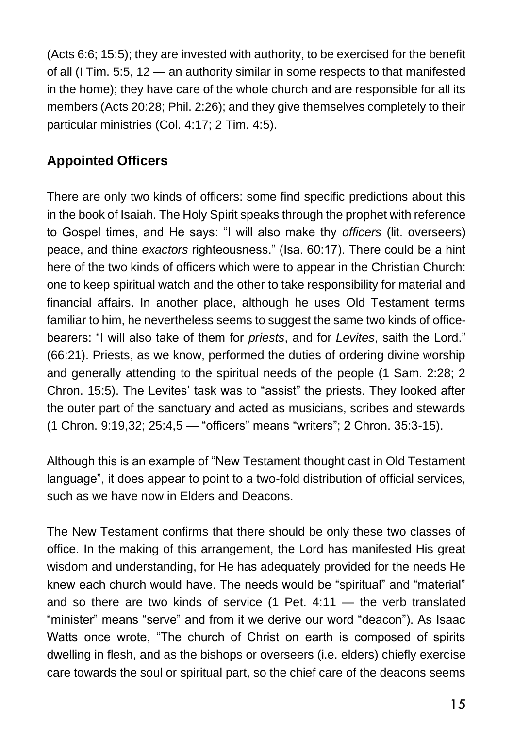(Acts 6:6; 15:5); they are invested with authority, to be exercised for the benefit of all (I Tim. 5:5, 12 — an authority similar in some respects to that manifested in the home); they have care of the whole church and are responsible for all its members (Acts 20:28; Phil. 2:26); and they give themselves completely to their particular ministries (Col. 4:17; 2 Tim. 4:5).

## Appointed Officers

There are only two kinds of officers: some find specific predictions about this in the book of Isaiah. The Holy Spirit speaks through the prophet with reference to Gospel times, and He says: "I will also make thy *officers* (lit. overseers) peace, and thine *exactors* righteousness." (Isa. 60:17). There could be a hint here of the two kinds of officers which were to appear in the Christian Church: one to keep spiritual watch and the other to take responsibility for material and financial affairs. In another place, although he uses Old Testament terms familiar to him, he nevertheless seems to suggest the same two kinds of office-bearers: "I will also take of them for *priests*, and for *Levites*, saith the Lord." (66:21). Priests, as we know, performed the duties of ordering divine worship and generally attending to the spiritual needs of the people (1 Sam. 2:28; 2 Chron. 15:5). The Levites' task was to "assist" the priests. They looked after the outer part of the sanctuary and acted as musicians, scribes and stewards (1 Chron. 9:19,32; 25:4,5 — "officers" means "writers"; 2 Chron. 35:3-15).

Although this is an example of "New Testament thought cast in Old Testament language", it does appear to point to a two-fold distribution of official services, such as we have now in Elders and Deacons.

The New Testament confirms that there should be only these two classes of office. In the making of this arrangement, the Lord has manifested His great wisdom and understanding, for He has adequately provided for the needs He knew each church would have. The needs would be "spiritual" and "material" and so there are two kinds of service (1 Pet. 4:11 — the verb translated "minister" means "serve" and from it we derive our word "deacon"). As Isaac Watts once wrote, "The church of Christ on earth is composed of spirits dwelling in flesh, and as the bishops or overseers (i.e. elders) chiefly exercise care towards the soul or spiritual part, so the chief care of the deacons seems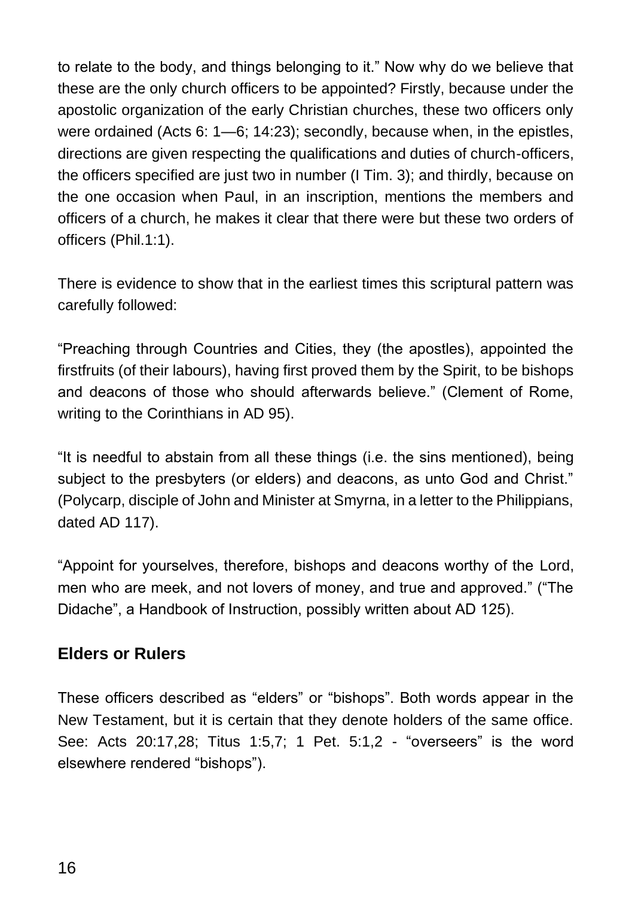to relate to the body, and things belonging to it." Now why do we believe that these are the only church officers to be appointed? Firstly, because under the apostolic organization of the early Christian churches, these two officers only were ordained (Acts 6: 1—6; 14:23); secondly, because when, in the epistles, directions are given respecting the qualifications and duties of church-officers, the officers specified are just two in number (I Tim. 3); and thirdly, because on the one occasion when Paul, in an inscription, mentions the members and officers of a church, he makes it clear that there were but these two orders of officers (Phil.1:1).

There is evidence to show that in the earliest times this scriptural pattern was carefully followed:

"Preaching through Countries and Cities, they (the apostles), appointed the firstfruits (of their labours), having first proved them by the Spirit, to be bishops and deacons of those who should afterwards believe." (Clement of Rome, writing to the Corinthians in AD 95).

"It is needful to abstain from all these things (i.e. the sins mentioned), being subject to the presbyters (or elders) and deacons, as unto God and Christ." (Polycarp, disciple of John and Minister at Smyrna, in a letter to the Philippians, dated AD 117).

"Appoint for yourselves, therefore, bishops and deacons worthy of the Lord, men who are meek, and not lovers of money, and true and approved." ("The Didache", a Handbook of Instruction, possibly written about AD 125).

## Elders or Rulers

These officers described as "elders" or "bishops". Both words appear in the New Testament, but it is certain that they denote holders of the same office. See: Acts 20:17,28; Titus 1:5,7; 1 Pet. 5:1,2 - "overseers" is the word elsewhere rendered "bishops").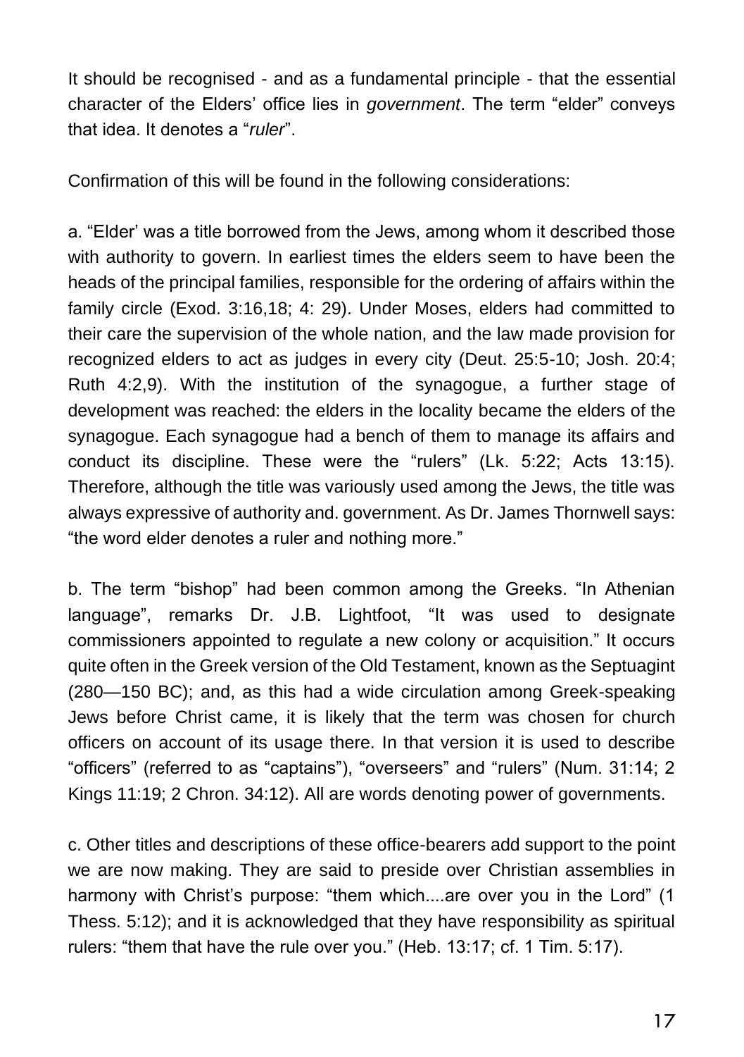It should be recognised - and as a fundamental principle - that the essential character of the Elders' office lies in *government*. The term "elder" conveys that idea. It denotes a "*ruler*".

Confirmation of this will be found in the following considerations:

a. "Elder' was a title borrowed from the Jews, among whom it described those with authority to govern. In earliest times the elders seem to have been the heads of the principal families, responsible for the ordering of affairs within the family circle (Exod. 3:16,18; 4: 29). Under Moses, elders had committed to their care the supervision of the whole nation, and the law made provision for recognized elders to act as judges in every city (Deut. 25:5-10; Josh. 20:4; Ruth 4:2,9). With the institution of the synagogue, a further stage of development was reached: the elders in the locality became the elders of the synagogue. Each synagogue had a bench of them to manage its affairs and conduct its discipline. These were the "rulers" (Lk. 5:22; Acts 13:15). Therefore, although the title was variously used among the Jews, the title was always expressive of authority and. government. As Dr. James Thornwell says: "the word elder denotes a ruler and nothing more."

b. The term "bishop" had been common among the Greeks. "In Athenian language", remarks Dr. J.B. Lightfoot, "It was used to designate commissioners appointed to regulate a new colony or acquisition." It occurs quite often in the Greek version of the Old Testament, known as the Septuagint (280—150 BC); and, as this had a wide circulation among Greek-speaking Jews before Christ came, it is likely that the term was chosen for church officers on account of its usage there. In that version it is used to describe "officers" (referred to as "captains"), "overseers" and "rulers" (Num. 31:14; 2 Kings 11:19; 2 Chron. 34:12). All are words denoting power of governments.

c. Other titles and descriptions of these office-bearers add support to the point we are now making. They are said to preside over Christian assemblies in harmony with Christ's purpose: "them which....are over you in the Lord" (1 Thess. 5:12); and it is acknowledged that they have responsibility as spiritual rulers: "them that have the rule over you." (Heb. 13:17; cf. 1 Tim. 5:17).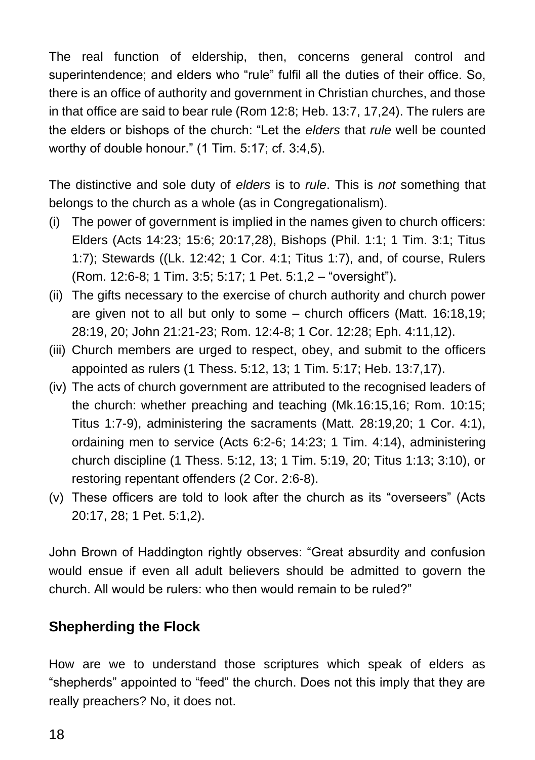The real function of eldership, then, concerns general control and superintendence; and elders who "rule" fulfil all the duties of their office. So, there is an office of authority and government in Christian churches, and those in that office are said to bear rule (Rom 12:8; Heb. 13:7, 17,24). The rulers are the elders or bishops of the church: "Let the *elders* that *rule* well be counted worthy of double honour." (1 Tim. 5:17; cf. 3:4,5).

The distinctive and sole duty of *elders* is to *rule*. This is *not* something that belongs to the church as a whole (as in Congregationalism).

(i) The power of government is implied in the names given to church officers: Elders (Acts 14:23; 15:6; 20:17,28), Bishops (Phil. 1:1; 1 Tim. 3:1; Titus 1:7); Stewards ((Lk. 12:42; 1 Cor. 4:1; Titus 1:7), and, of course, Rulers (Rom. 12:6-8; 1 Tim. 3:5; 5:17; 1 Pet. 5:1,2 – "oversight").

(ii) The gifts necessary to the exercise of church authority and church power are given not to all but only to some – church officers (Matt. 16:18,19; 28:19, 20; John 21:21-23; Rom. 12:4-8; 1 Cor. 12:28; Eph. 4:11,12).

(iii) Church members are urged to respect, obey, and submit to the officers appointed as rulers (1 Thess. 5:12, 13; 1 Tim. 5:17; Heb. 13:7,17).

(iv) The acts of church government are attributed to the recognised leaders of the church: whether preaching and teaching (Mk.16:15,16; Rom. 10:15; Titus 1:7-9), administering the sacraments (Matt. 28:19,20; 1 Cor. 4:1), ordaining men to service (Acts 6:2-6; 14:23; 1 Tim. 4:14), administering church discipline (1 Thess. 5:12, 13; 1 Tim. 5:19, 20; Titus 1:13; 3:10), or restoring repentant offenders (2 Cor. 2:6-8).

(v) These officers are told to look after the church as its "overseers" (Acts 20:17, 28; 1 Pet. 5:1,2).

John Brown of Haddington rightly observes: "Great absurdity and confusion would ensue if even all adult believers should be admitted to govern the church. All would be rulers: who then would remain to be ruled?"

### Shepherding the Flock

How are we to understand those scriptures which speak of elders as "shepherds" appointed to "feed" the church. Does not this imply that they are really preachers? No, it does not.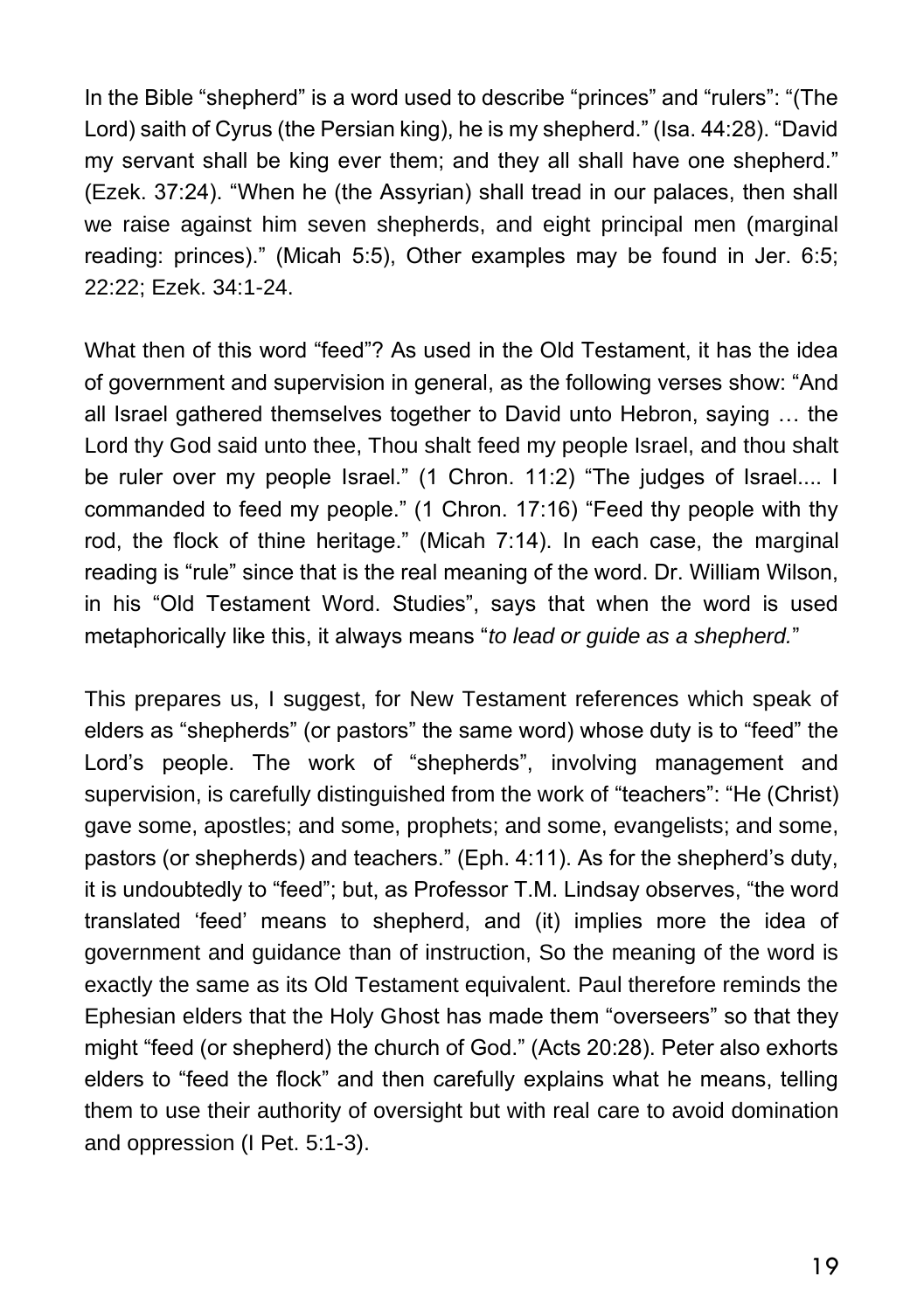In the Bible "shepherd" is a word used to describe "princes" and "rulers": "(The Lord) saith of Cyrus (the Persian king), he is my shepherd." (Isa. 44:28). "David my servant shall be king ever them; and they all shall have one shepherd." (Ezek. 37:24). "When he (the Assyrian) shall tread in our palaces, then shall we raise against him seven shepherds, and eight principal men (marginal reading: princes)." (Micah 5:5), Other examples may be found in Jer. 6:5; 22:22; Ezek. 34:1-24.

What then of this word "feed"? As used in the Old Testament, it has the idea of government and supervision in general, as the following verses show: "And all Israel gathered themselves together to David unto Hebron, saying … the Lord thy God said unto thee, Thou shalt feed my people Israel, and thou shalt be ruler over my people Israel." (1 Chron. 11:2) "The judges of Israel.... I commanded to feed my people." (1 Chron. 17:16) "Feed thy people with thy rod, the flock of thine heritage." (Micah 7:14). In each case, the marginal reading is "rule" since that is the real meaning of the word. Dr. William Wilson, in his "Old Testament Word. Studies", says that when the word is used metaphorically like this, it always means "*to lead or guide as a shepherd.*"

This prepares us, I suggest, for New Testament references which speak of elders as "shepherds" (or pastors" the same word) whose duty is to "feed" the Lord's people. The work of "shepherds", involving management and supervision, is carefully distinguished from the work of "teachers": "He (Christ) gave some, apostles; and some, prophets; and some, evangelists; and some, pastors (or shepherds) and teachers." (Eph. 4:11). As for the shepherd's duty, it is undoubtedly to "feed"; but, as Professor T.M. Lindsay observes, "the word translated 'feed' means to shepherd, and (it) implies more the idea of government and guidance than of instruction, So the meaning of the word is exactly the same as its Old Testament equivalent. Paul therefore reminds the Ephesian elders that the Holy Ghost has made them "overseers" so that they might "feed (or shepherd) the church of God." (Acts 20:28). Peter also exhorts elders to "feed the flock" and then carefully explains what he means, telling them to use their authority of oversight but with real care to avoid domination and oppression (I Pet. 5:1-3).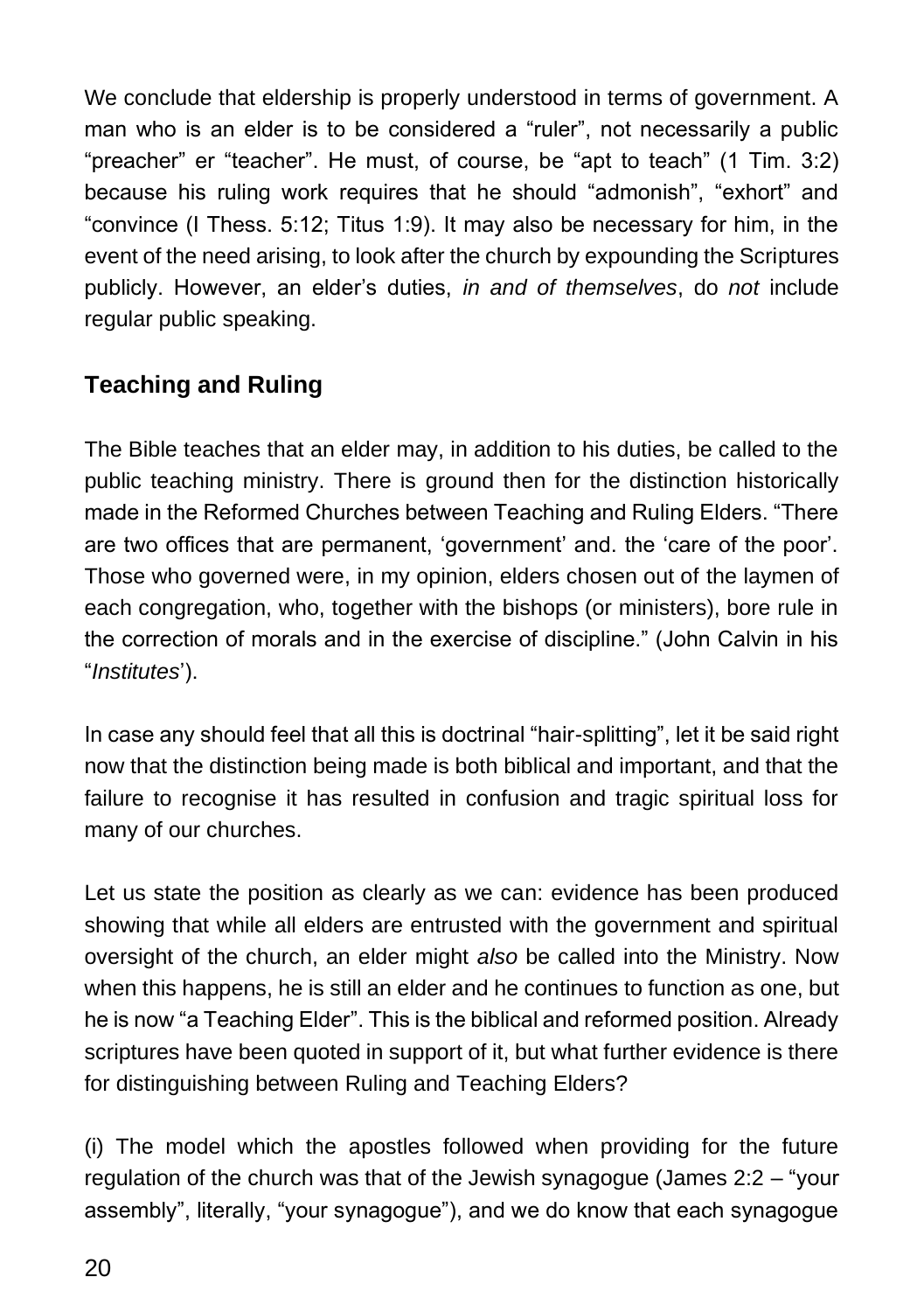We conclude that eldership is properly understood in terms of government. A man who is an elder is to be considered a "ruler", not necessarily a public "preacher" er "teacher". He must, of course, be "apt to teach" (1 Tim. 3:2) because his ruling work requires that he should "admonish", "exhort" and "convince (I Thess. 5:12; Titus 1:9). It may also be necessary for him, in the event of the need arising, to look after the church by expounding the Scriptures publicly. However, an elder's duties, *in and of themselves*, do *not* include regular public speaking.

## Teaching and Ruling

The Bible teaches that an elder may, in addition to his duties, be called to the public teaching ministry. There is ground then for the distinction historically made in the Reformed Churches between Teaching and Ruling Elders. "There are two offices that are permanent, 'government' and. the 'care of the poor'. Those who governed were, in my opinion, elders chosen out of the laymen of each congregation, who, together with the bishops (or ministers), bore rule in the correction of morals and in the exercise of discipline." (John Calvin in his "*Institutes*').

In case any should feel that all this is doctrinal "hair-splitting", let it be said right now that the distinction being made is both biblical and important, and that the failure to recognise it has resulted in confusion and tragic spiritual loss for many of our churches.

Let us state the position as clearly as we can: evidence has been produced showing that while all elders are entrusted with the government and spiritual oversight of the church, an elder might *also* be called into the Ministry. Now when this happens, he is still an elder and he continues to function as one, but he is now "a Teaching Elder". This is the biblical and reformed position. Already scriptures have been quoted in support of it, but what further evidence is there for distinguishing between Ruling and Teaching Elders?

(i) The model which the apostles followed when providing for the future regulation of the church was that of the Jewish synagogue (James 2:2 – "your assembly", literally, "your synagogue"), and we do know that each synagogue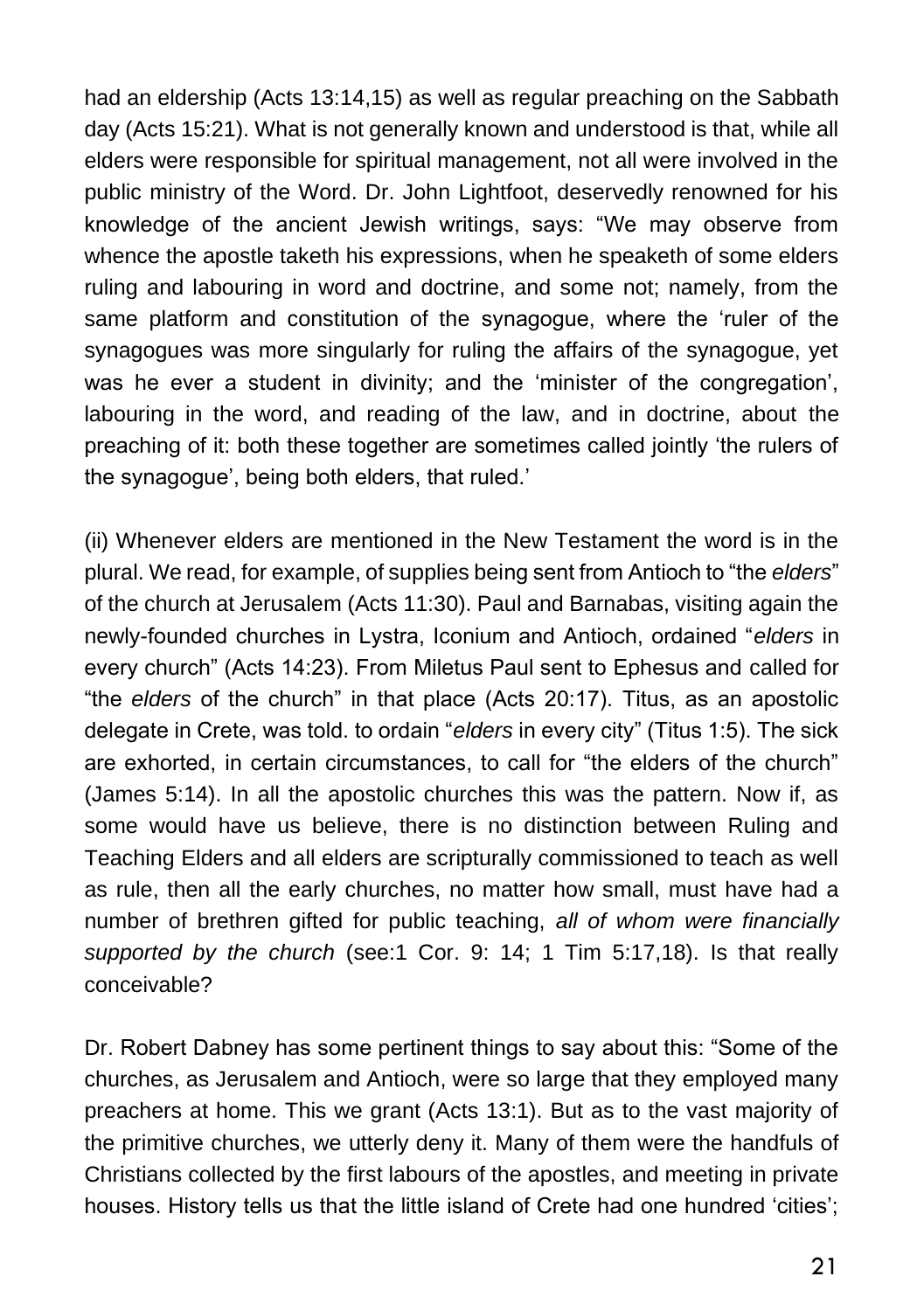had an eldership (Acts 13:14,15) as well as regular preaching on the Sabbath day (Acts 15:21). What is not generally known and understood is that, while all elders were responsible for spiritual management, not all were involved in the public ministry of the Word. Dr. John Lightfoot, deservedly renowned for his knowledge of the ancient Jewish writings, says: "We may observe from whence the apostle taketh his expressions, when he speaketh of some elders ruling and labouring in word and doctrine, and some not; namely, from the same platform and constitution of the synagogue, where the 'ruler of the synagogues was more singularly for ruling the affairs of the synagogue, yet was he ever a student in divinity; and the 'minister of the congregation', labouring in the word, and reading of the law, and in doctrine, about the preaching of it: both these together are sometimes called jointly 'the rulers of the synagogue', being both elders, that ruled.'

(ii) Whenever elders are mentioned in the New Testament the word is in the plural. We read, for example, of supplies being sent from Antioch to "the *elders*" of the church at Jerusalem (Acts 11:30). Paul and Barnabas, visiting again the newly-founded churches in Lystra, Iconium and Antioch, ordained "*elders* in every church" (Acts 14:23). From Miletus Paul sent to Ephesus and called for "the *elders* of the church" in that place (Acts 20:17). Titus, as an apostolic delegate in Crete, was told. to ordain "*elders* in every city" (Titus 1:5). The sick are exhorted, in certain circumstances, to call for "the elders of the church" (James 5:14). In all the apostolic churches this was the pattern. Now if, as some would have us believe, there is no distinction between Ruling and Teaching Elders and all elders are scripturally commissioned to teach as well as rule, then all the early churches, no matter how small, must have had a number of brethren gifted for public teaching, *all of whom were financially supported by the church* (see:1 Cor. 9: 14; 1 Tim 5:17,18). Is that really conceivable?

Dr. Robert Dabney has some pertinent things to say about this: "Some of the churches, as Jerusalem and Antioch, were so large that they employed many preachers at home. This we grant (Acts 13:1). But as to the vast majority of the primitive churches, we utterly deny it. Many of them were the handfuls of Christians collected by the first labours of the apostles, and meeting in private houses. History tells us that the little island of Crete had one hundred 'cities';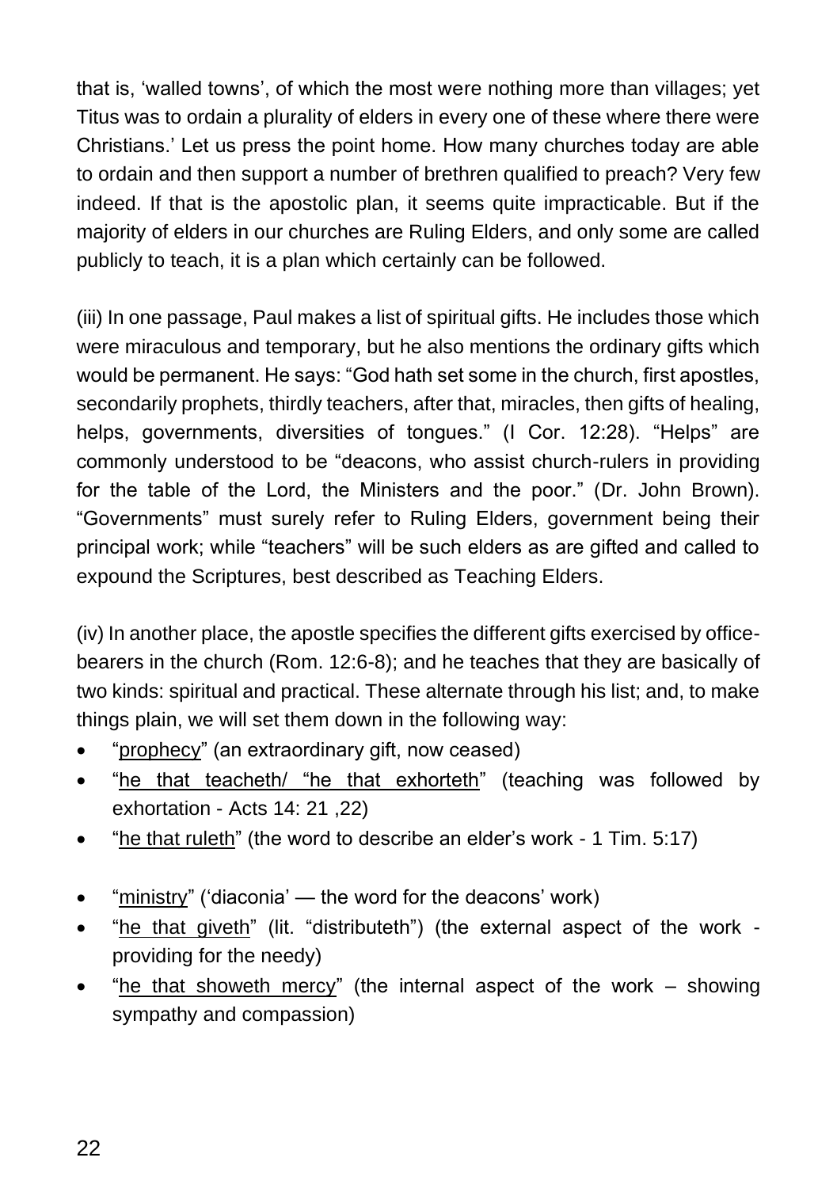that is, 'walled towns', of which the most were nothing more than villages; yet Titus was to ordain a plurality of elders in every one of these where there were Christians.' Let us press the point home. How many churches today are able to ordain and then support a number of brethren qualified to preach? Very few indeed. If that is the apostolic plan, it seems quite impracticable. But if the majority of elders in our churches are Ruling Elders, and only some are called publicly to teach, it is a plan which certainly can be followed.

(iii) In one passage, Paul makes a list of spiritual gifts. He includes those which were miraculous and temporary, but he also mentions the ordinary gifts which would be permanent. He says: "God hath set some in the church, first apostles, secondarily prophets, thirdly teachers, after that, miracles, then gifts of healing, helps, governments, diversities of tongues." (I Cor. 12:28). "Helps" are commonly understood to be "deacons, who assist church-rulers in providing for the table of the Lord, the Ministers and the poor." (Dr. John Brown). "Governments" must surely refer to Ruling Elders, government being their principal work; while "teachers" will be such elders as are gifted and called to expound the Scriptures, best described as Teaching Elders.

(iv) In another place, the apostle specifies the different gifts exercised by office-bearers in the church (Rom. 12:6-8); and he teaches that they are basically of two kinds: spiritual and practical. These alternate through his list; and, to make things plain, we will set them down in the following way:

- "<u>prophecy</u>" (an extraordinary gift, now ceased)
- "<u>he that teacheth/ "he that exhorteth</u>" (teaching was followed by exhortation - Acts 14: 21 ,22)
- "<u>he that ruleth</u>" (the word to describe an elder's work - 1 Tim. 5:17)

- "<u>ministry</u>" ('diaconia' — the word for the deacons' work)
- "<u>he that giveth</u>" (lit. "distributeth") (the external aspect of the work - providing for the needy)
- "<u>he that showeth mercy</u>" (the internal aspect of the work – showing sympathy and compassion)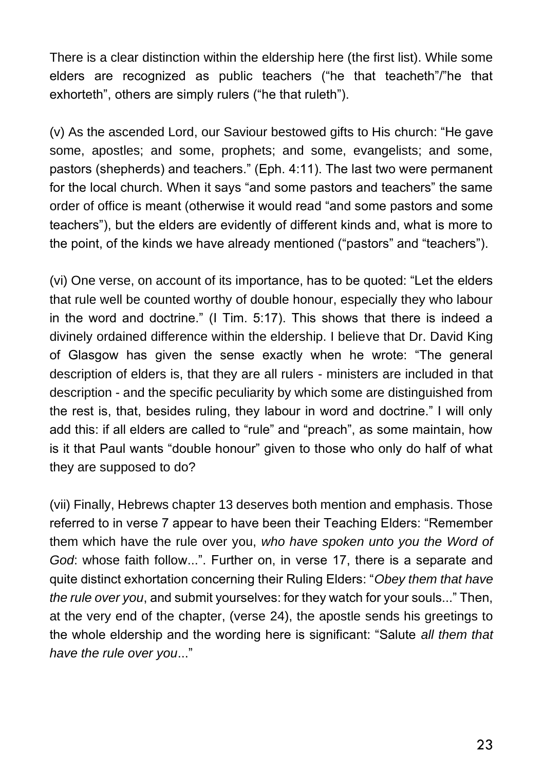There is a clear distinction within the eldership here (the first list). While some elders are recognized as public teachers ("he that teacheth"/"he that exhorteth", others are simply rulers ("he that ruleth").

(v) As the ascended Lord, our Saviour bestowed gifts to His church: "He gave some, apostles; and some, prophets; and some, evangelists; and some, pastors (shepherds) and teachers." (Eph. 4:11). The last two were permanent for the local church. When it says "and some pastors and teachers" the same order of office is meant (otherwise it would read "and some pastors and some teachers"), but the elders are evidently of different kinds and, what is more to the point, of the kinds we have already mentioned ("pastors" and "teachers").

(vi) One verse, on account of its importance, has to be quoted: "Let the elders that rule well be counted worthy of double honour, especially they who labour in the word and doctrine." (I Tim. 5:17). This shows that there is indeed a divinely ordained difference within the eldership. I believe that Dr. David King of Glasgow has given the sense exactly when he wrote: "The general description of elders is, that they are all rulers - ministers are included in that description - and the specific peculiarity by which some are distinguished from the rest is, that, besides ruling, they labour in word and doctrine." I will only add this: if all elders are called to "rule" and "preach", as some maintain, how is it that Paul wants "double honour" given to those who only do half of what they are supposed to do?

(vii) Finally, Hebrews chapter 13 deserves both mention and emphasis. Those referred to in verse 7 appear to have been their Teaching Elders: "Remember them which have the rule over you, *who have spoken unto you the Word of God*: whose faith follow...". Further on, in verse 17, there is a separate and quite distinct exhortation concerning their Ruling Elders: "*Obey them that have the rule over you*, and submit yourselves: for they watch for your souls..." Then, at the very end of the chapter, (verse 24), the apostle sends his greetings to the whole eldership and the wording here is significant: "Salute *all them that have the rule over you*..."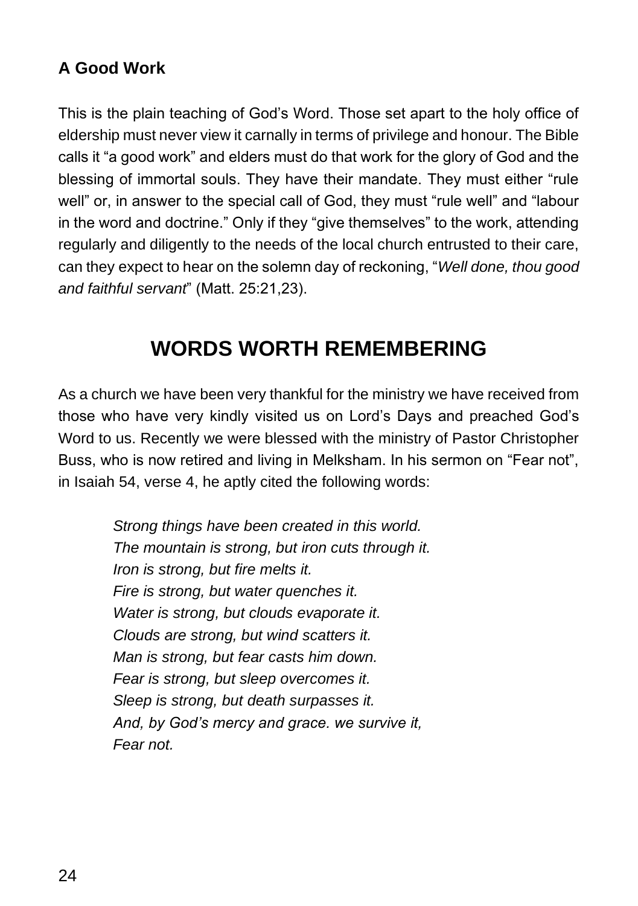### A Good Work

This is the plain teaching of God's Word. Those set apart to the holy office of eldership must never view it carnally in terms of privilege and honour. The Bible calls it "a good work" and elders must do that work for the glory of God and the blessing of immortal souls. They have their mandate. They must either "rule well" or, in answer to the special call of God, they must "rule well" and "labour in the word and doctrine." Only if they "give themselves" to the work, attending regularly and diligently to the needs of the local church entrusted to their care, can they expect to hear on the solemn day of reckoning, "*Well done, thou good and faithful servant*" (Matt. 25:21,23).

## WORDS WORTH REMEMBERING

As a church we have been very thankful for the ministry we have received from those who have very kindly visited us on Lord's Days and preached God's Word to us. Recently we were blessed with the ministry of Pastor Christopher Buss, who is now retired and living in Melksham. In his sermon on "Fear not", in Isaiah 54, verse 4, he aptly cited the following words:

*Strong things have been created in this world.*
*The mountain is strong, but iron cuts through it.*
*Iron is strong, but fire melts it.*
*Fire is strong, but water quenches it.*
*Water is strong, but clouds evaporate it.*
*Clouds are strong, but wind scatters it.*
*Man is strong, but fear casts him down.*
*Fear is strong, but sleep overcomes it.*
*Sleep is strong, but death surpasses it.*
*And, by God's mercy and grace. we survive it,*
*Fear not.*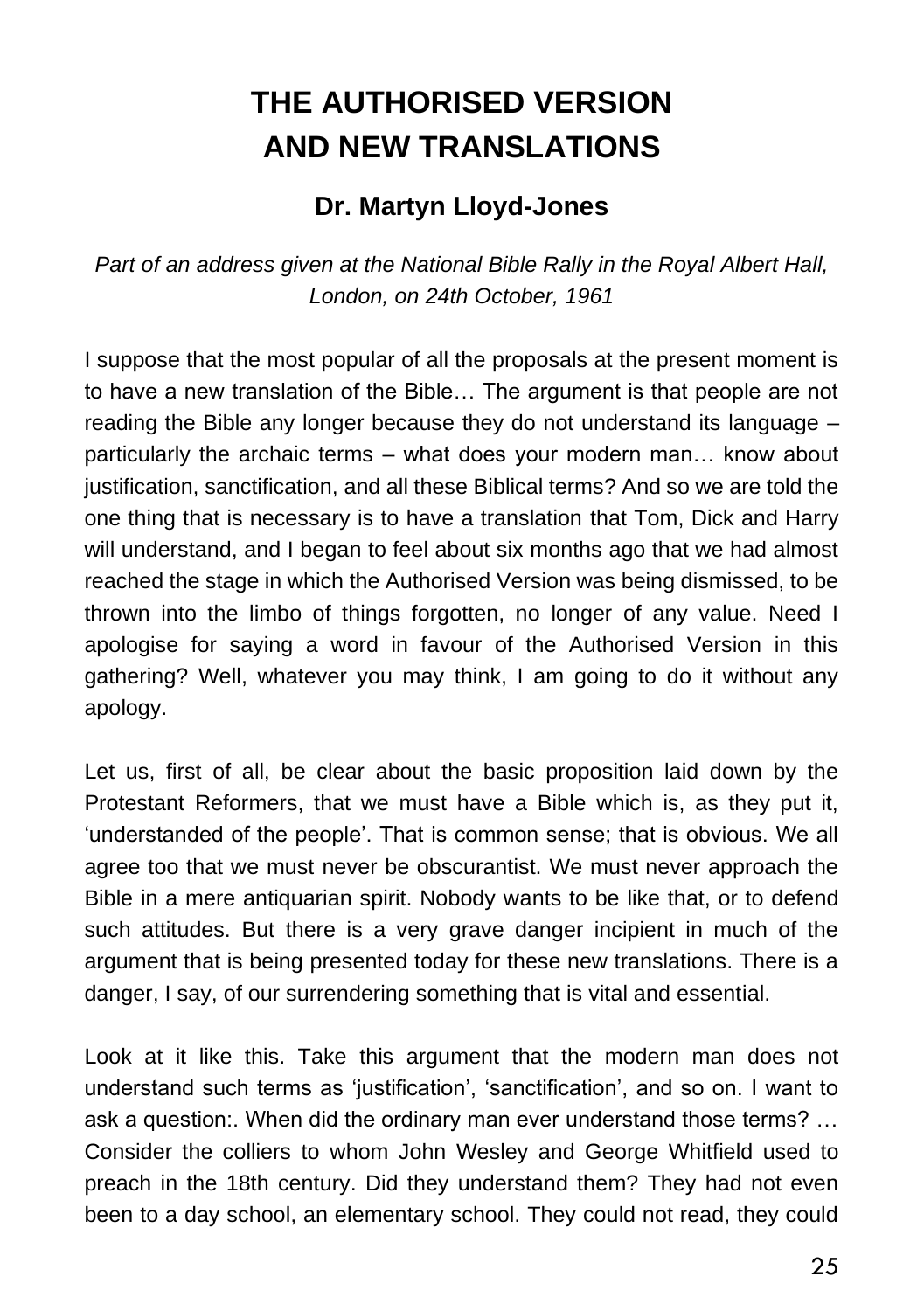# THE AUTHORISED VERSION AND NEW TRANSLATIONS

## Dr. Martyn Lloyd-Jones

*Part of an address given at the National Bible Rally in the Royal Albert Hall, London, on 24th October, 1961*

I suppose that the most popular of all the proposals at the present moment is to have a new translation of the Bible… The argument is that people are not reading the Bible any longer because they do not understand its language – particularly the archaic terms – what does your modern man… know about justification, sanctification, and all these Biblical terms? And so we are told the one thing that is necessary is to have a translation that Tom, Dick and Harry will understand, and I began to feel about six months ago that we had almost reached the stage in which the Authorised Version was being dismissed, to be thrown into the limbo of things forgotten, no longer of any value. Need I apologise for saying a word in favour of the Authorised Version in this gathering? Well, whatever you may think, I am going to do it without any apology.

Let us, first of all, be clear about the basic proposition laid down by the Protestant Reformers, that we must have a Bible which is, as they put it, 'understanded of the people'. That is common sense; that is obvious. We all agree too that we must never be obscurantist. We must never approach the Bible in a mere antiquarian spirit. Nobody wants to be like that, or to defend such attitudes. But there is a very grave danger incipient in much of the argument that is being presented today for these new translations. There is a danger, I say, of our surrendering something that is vital and essential.

Look at it like this. Take this argument that the modern man does not understand such terms as 'justification', 'sanctification', and so on. I want to ask a question:. When did the ordinary man ever understand those terms? … Consider the colliers to whom John Wesley and George Whitfield used to preach in the 18th century. Did they understand them? They had not even been to a day school, an elementary school. They could not read, they could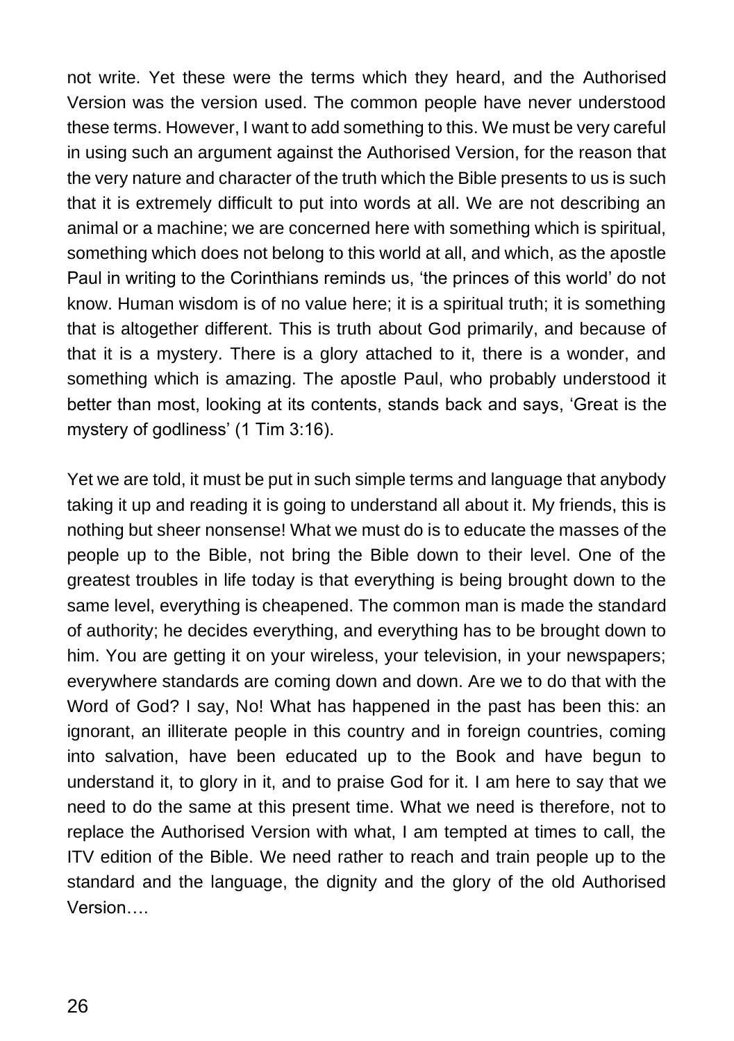not write. Yet these were the terms which they heard, and the Authorised Version was the version used. The common people have never understood these terms. However, I want to add something to this. We must be very careful in using such an argument against the Authorised Version, for the reason that the very nature and character of the truth which the Bible presents to us is such that it is extremely difficult to put into words at all. We are not describing an animal or a machine; we are concerned here with something which is spiritual, something which does not belong to this world at all, and which, as the apostle Paul in writing to the Corinthians reminds us, 'the princes of this world' do not know. Human wisdom is of no value here; it is a spiritual truth; it is something that is altogether different. This is truth about God primarily, and because of that it is a mystery. There is a glory attached to it, there is a wonder, and something which is amazing. The apostle Paul, who probably understood it better than most, looking at its contents, stands back and says, 'Great is the mystery of godliness' (1 Tim 3:16).

Yet we are told, it must be put in such simple terms and language that anybody taking it up and reading it is going to understand all about it. My friends, this is nothing but sheer nonsense! What we must do is to educate the masses of the people up to the Bible, not bring the Bible down to their level. One of the greatest troubles in life today is that everything is being brought down to the same level, everything is cheapened. The common man is made the standard of authority; he decides everything, and everything has to be brought down to him. You are getting it on your wireless, your television, in your newspapers; everywhere standards are coming down and down. Are we to do that with the Word of God? I say, No! What has happened in the past has been this: an ignorant, an illiterate people in this country and in foreign countries, coming into salvation, have been educated up to the Book and have begun to understand it, to glory in it, and to praise God for it. I am here to say that we need to do the same at this present time. What we need is therefore, not to replace the Authorised Version with what, I am tempted at times to call, the ITV edition of the Bible. We need rather to reach and train people up to the standard and the language, the dignity and the glory of the old Authorised Version….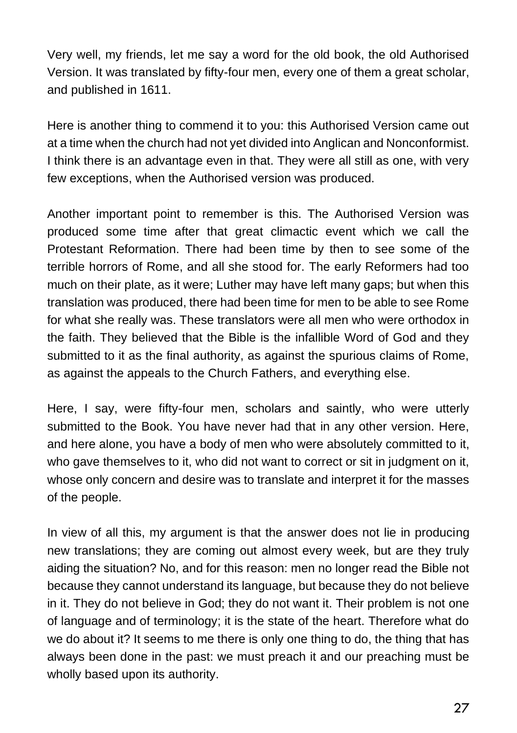Very well, my friends, let me say a word for the old book, the old Authorised Version. It was translated by fifty-four men, every one of them a great scholar, and published in 1611.

Here is another thing to commend it to you: this Authorised Version came out at a time when the church had not yet divided into Anglican and Nonconformist. I think there is an advantage even in that. They were all still as one, with very few exceptions, when the Authorised version was produced.

Another important point to remember is this. The Authorised Version was produced some time after that great climactic event which we call the Protestant Reformation. There had been time by then to see some of the terrible horrors of Rome, and all she stood for. The early Reformers had too much on their plate, as it were; Luther may have left many gaps; but when this translation was produced, there had been time for men to be able to see Rome for what she really was. These translators were all men who were orthodox in the faith. They believed that the Bible is the infallible Word of God and they submitted to it as the final authority, as against the spurious claims of Rome, as against the appeals to the Church Fathers, and everything else.

Here, I say, were fifty-four men, scholars and saintly, who were utterly submitted to the Book. You have never had that in any other version. Here, and here alone, you have a body of men who were absolutely committed to it, who gave themselves to it, who did not want to correct or sit in judgment on it, whose only concern and desire was to translate and interpret it for the masses of the people.

In view of all this, my argument is that the answer does not lie in producing new translations; they are coming out almost every week, but are they truly aiding the situation? No, and for this reason: men no longer read the Bible not because they cannot understand its language, but because they do not believe in it. They do not believe in God; they do not want it. Their problem is not one of language and of terminology; it is the state of the heart. Therefore what do we do about it? It seems to me there is only one thing to do, the thing that has always been done in the past: we must preach it and our preaching must be wholly based upon its authority.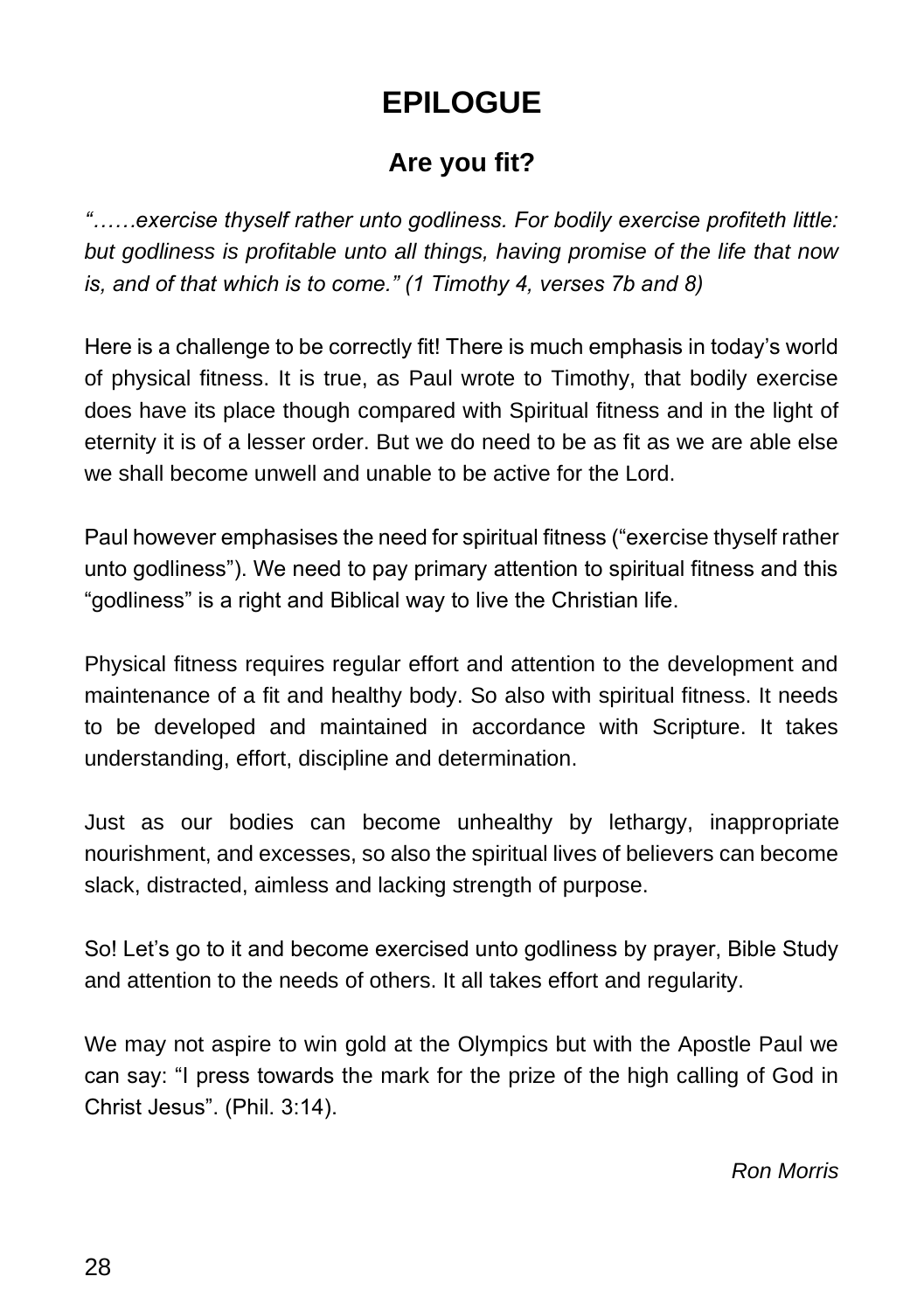# EPILOGUE

## Are you fit?

*"……exercise thyself rather unto godliness. For bodily exercise profiteth little: but godliness is profitable unto all things, having promise of the life that now is, and of that which is to come." (1 Timothy 4, verses 7b and 8)*

Here is a challenge to be correctly fit! There is much emphasis in today's world of physical fitness. It is true, as Paul wrote to Timothy, that bodily exercise does have its place though compared with Spiritual fitness and in the light of eternity it is of a lesser order. But we do need to be as fit as we are able else we shall become unwell and unable to be active for the Lord.

Paul however emphasises the need for spiritual fitness ("exercise thyself rather unto godliness"). We need to pay primary attention to spiritual fitness and this "godliness" is a right and Biblical way to live the Christian life.

Physical fitness requires regular effort and attention to the development and maintenance of a fit and healthy body. So also with spiritual fitness. It needs to be developed and maintained in accordance with Scripture. It takes understanding, effort, discipline and determination.

Just as our bodies can become unhealthy by lethargy, inappropriate nourishment, and excesses, so also the spiritual lives of believers can become slack, distracted, aimless and lacking strength of purpose.

So! Let's go to it and become exercised unto godliness by prayer, Bible Study and attention to the needs of others. It all takes effort and regularity.

We may not aspire to win gold at the Olympics but with the Apostle Paul we can say: "I press towards the mark for the prize of the high calling of God in Christ Jesus". (Phil. 3:14).

*Ron Morris*